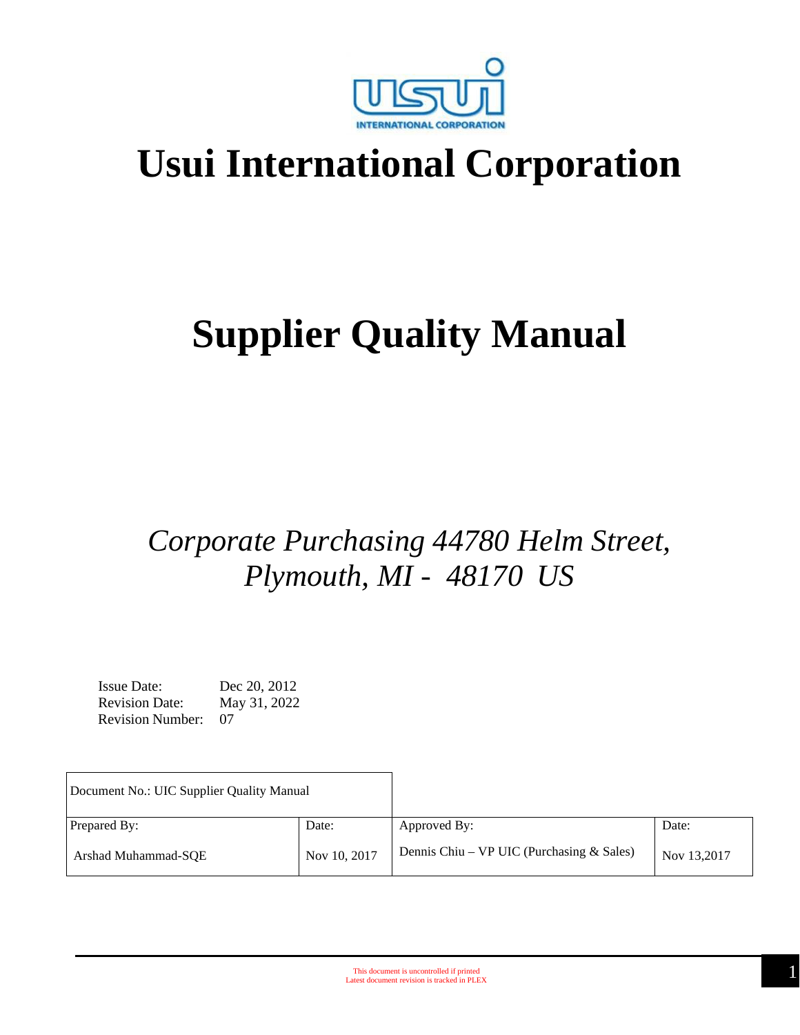# Usui International Corporation

# Supplier Quality Manual

*Corporate Purchasing 44780 Helm Street, Plymouth, MI - 48170 US*

Issue Date: Dec 20, 2012
Revision Date: May 31, 2022
Revision Number: 07

| Document No.: UIC Supplier Quality Manual | | | |
|---|---|---|---|
| Prepared By: Arshad Muhammad-SQE | Date: Nov 10, 2017 | Approved By: Dennis Chiu – VP UIC (Purchasing & Sales) | Date: Nov 13,2017 |

This document is uncontrolled if printed
Latest document revision is tracked in PLEX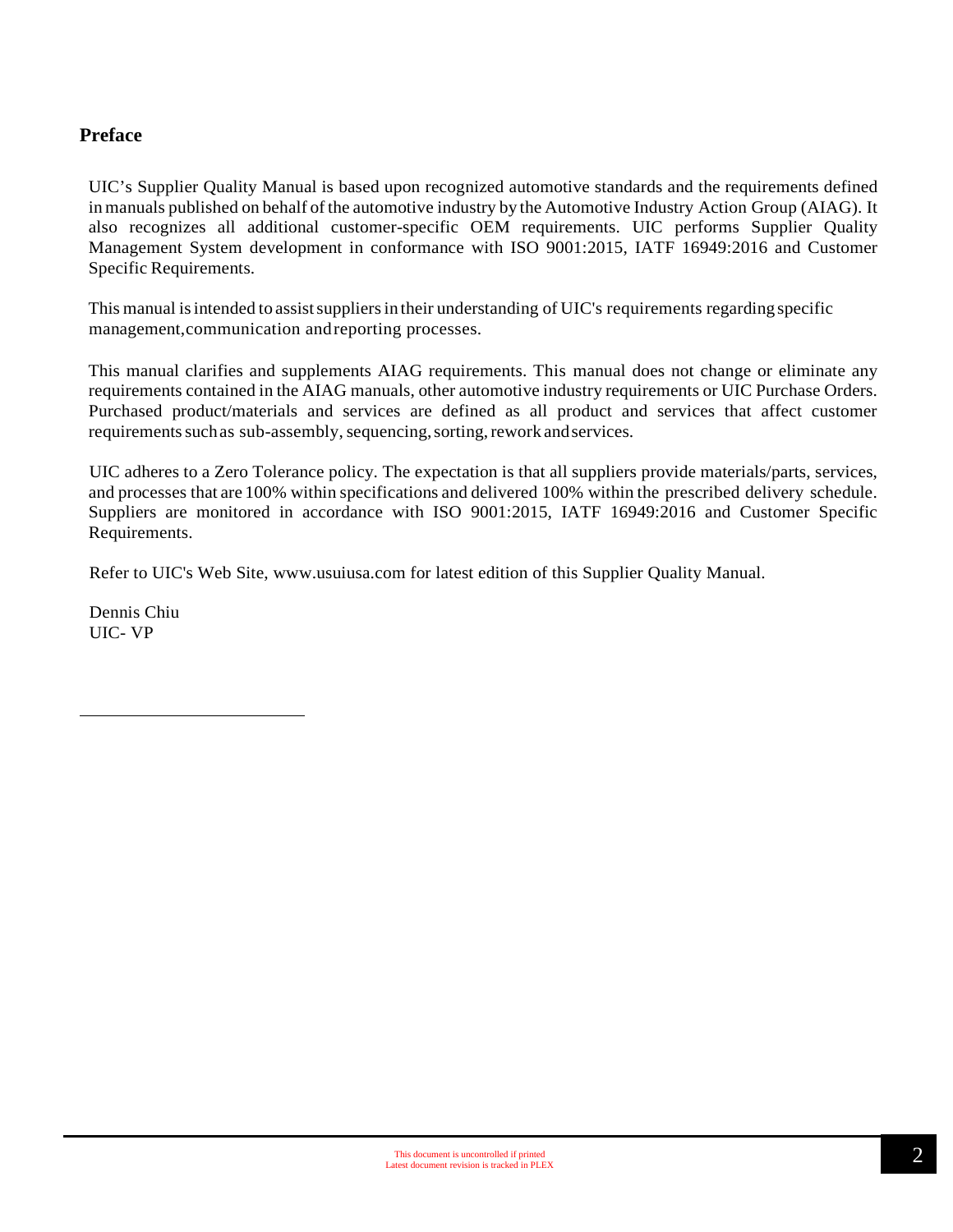## Preface

UIC's Supplier Quality Manual is based upon recognized automotive standards and the requirements defined in manuals published on behalf of the automotive industry by the Automotive Industry Action Group (AIAG). It also recognizes all additional customer-specific OEM requirements. UIC performs Supplier Quality Management System development in conformance with ISO 9001:2015, IATF 16949:2016 and Customer Specific Requirements.

This manual is intended to assist suppliers in their understanding of UIC's requirements regarding specific management,communication and reporting processes.

This manual clarifies and supplements AIAG requirements. This manual does not change or eliminate any requirements contained in the AIAG manuals, other automotive industry requirements or UIC Purchase Orders. Purchased product/materials and services are defined as all product and services that affect customer requirements such as sub-assembly, sequencing, sorting, rework and services.

UIC adheres to a Zero Tolerance policy. The expectation is that all suppliers provide materials/parts, services, and processes that are 100% within specifications and delivered 100% within the prescribed delivery schedule. Suppliers are monitored in accordance with ISO 9001:2015, IATF 16949:2016 and Customer Specific Requirements.

Refer to UIC's Web Site, www.usuiusa.com for latest edition of this Supplier Quality Manual.

Dennis Chiu
UIC- VP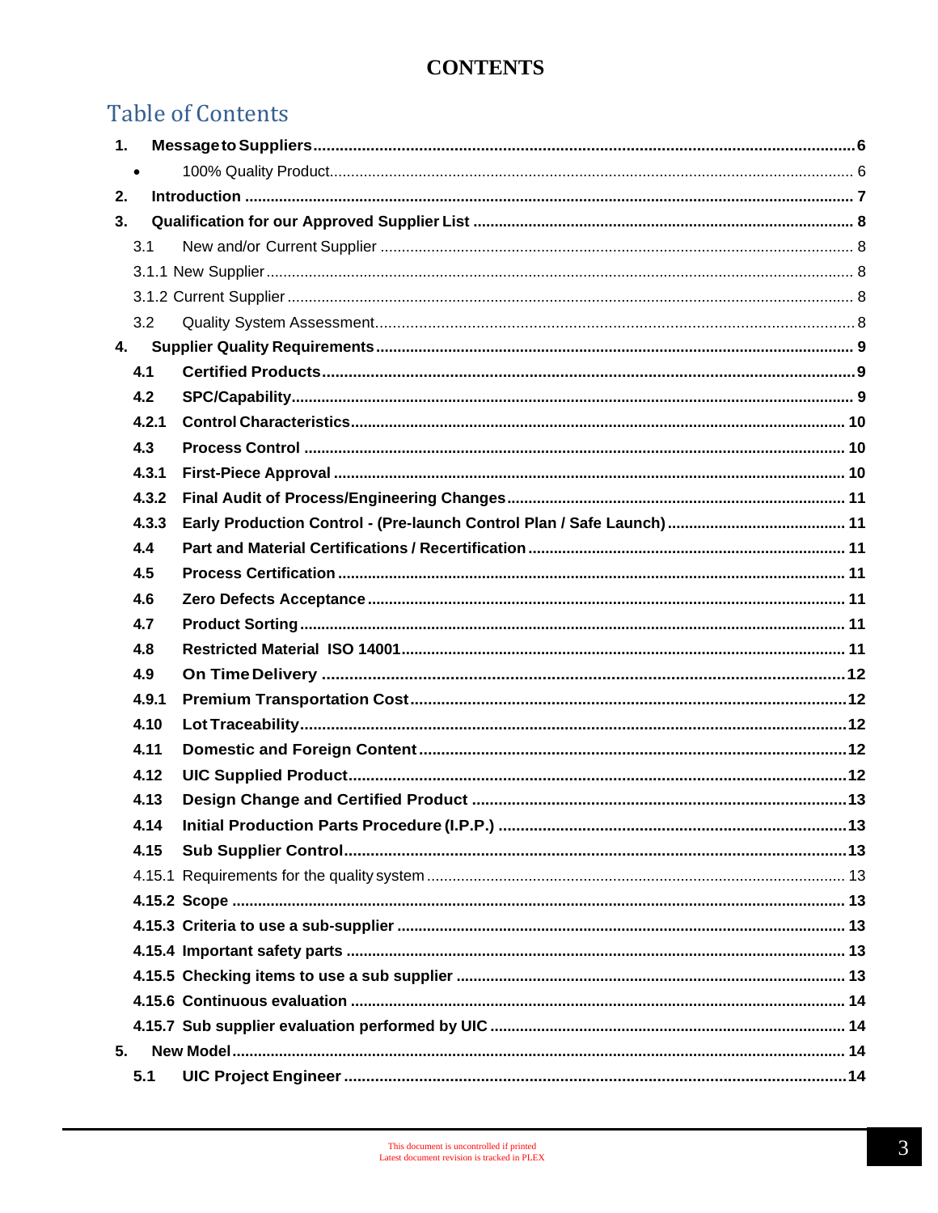# CONTENTS

## Table of Contents

1. **Message to Suppliers** ........ 6
   - 100% Quality Product ........ 6
2. **Introduction** ........ 7
3. **Qualification for our Approved Supplier List** ........ 8
   - 3.1 New and/or Current Supplier ........ 8
   - 3.1.1 New Supplier ........ 8
   - 3.1.2 Current Supplier ........ 8
   - 3.2 Quality System Assessment ........ 8
4. **Supplier Quality Requirements** ........ 9
   - **4.1 Certified Products** ........ 9
   - **4.2 SPC/Capability** ........ 9
   - **4.2.1 Control Characteristics** ........ 10
   - **4.3 Process Control** ........ 10
   - **4.3.1 First-Piece Approval** ........ 10
   - **4.3.2 Final Audit of Process/Engineering Changes** ........ 11
   - **4.3.3 Early Production Control - (Pre-launch Control Plan / Safe Launch)** ........ 11
   - **4.4 Part and Material Certifications / Recertification** ........ 11
   - **4.5 Process Certification** ........ 11
   - **4.6 Zero Defects Acceptance** ........ 11
   - **4.7 Product Sorting** ........ 11
   - **4.8 Restricted Material ISO 14001** ........ 11
   - **4.9 On Time Delivery** ........ 12
   - **4.9.1 Premium Transportation Cost** ........ 12
   - **4.10 Lot Traceability** ........ 12
   - **4.11 Domestic and Foreign Content** ........ 12
   - **4.12 UIC Supplied Product** ........ 12
   - **4.13 Design Change and Certified Product** ........ 13
   - **4.14 Initial Production Parts Procedure (I.P.P.)** ........ 13
   - **4.15 Sub Supplier Control** ........ 13
   - 4.15.1 Requirements for the quality system ........ 13
   - **4.15.2 Scope** ........ 13
   - **4.15.3 Criteria to use a sub-supplier** ........ 13
   - **4.15.4 Important safety parts** ........ 13
   - **4.15.5 Checking items to use a sub supplier** ........ 13
   - **4.15.6 Continuous evaluation** ........ 14
   - **4.15.7 Sub supplier evaluation performed by UIC** ........ 14
5. **New Model** ........ 14
   - **5.1 UIC Project Engineer** ........ 14

This document is uncontrolled if printed
Latest document revision is tracked in PLEX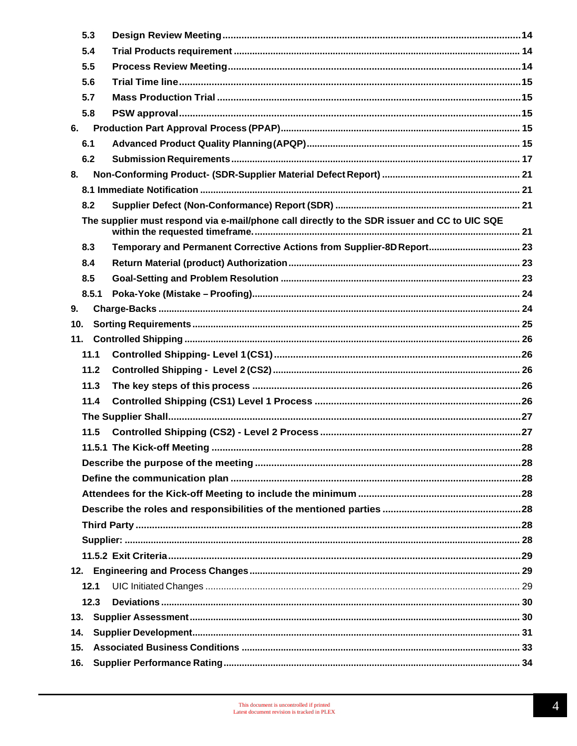5.3 Design Review Meeting ..... 14

5.4 Trial Products requirement ..... 14

5.5 Process Review Meeting ..... 14

5.6 Trial Time line ..... 15

5.7 Mass Production Trial ..... 15

5.8 PSW approval ..... 15

6. Production Part Approval Process (PPAP) ..... 15

6.1 Advanced Product Quality Planning (APQP) ..... 15

6.2 Submission Requirements ..... 17

8. Non-Conforming Product- (SDR-Supplier Material Defect Report) ..... 21

8.1 Immediate Notification ..... 21

8.2 Supplier Defect (Non-Conformance) Report (SDR) ..... 21

The supplier must respond via e-mail/phone call directly to the SDR issuer and CC to UIC SQE within the requested timeframe. ..... 21

8.3 Temporary and Permanent Corrective Actions from Supplier-8D Report ..... 23

8.4 Return Material (product) Authorization ..... 23

8.5 Goal-Setting and Problem Resolution ..... 23

8.5.1 Poka-Yoke (Mistake – Proofing) ..... 24

9. Charge-Backs ..... 24

10. Sorting Requirements ..... 25

11. Controlled Shipping ..... 26

11.1 Controlled Shipping- Level 1 (CS1) ..... 26

11.2 Controlled Shipping - Level 2 (CS2) ..... 26

11.3 The key steps of this process ..... 26

11.4 Controlled Shipping (CS1) Level 1 Process ..... 26

The Supplier Shall ..... 27

11.5 Controlled Shipping (CS2) - Level 2 Process ..... 27

11.5.1 The Kick-off Meeting ..... 28

Describe the purpose of the meeting ..... 28

Define the communication plan ..... 28

Attendees for the Kick-off Meeting to include the minimum ..... 28

Describe the roles and responsibilities of the mentioned parties ..... 28

Third Party ..... 28

Supplier: ..... 28

11.5.2 Exit Criteria ..... 29

12. Engineering and Process Changes ..... 29

12.1 UIC Initiated Changes ..... 29

12.3 Deviations ..... 30

13. Supplier Assessment ..... 30

14. Supplier Development ..... 31

15. Associated Business Conditions ..... 33

16. Supplier Performance Rating ..... 34

This document is uncontrolled if printed
Latest document revision is tracked in PLEX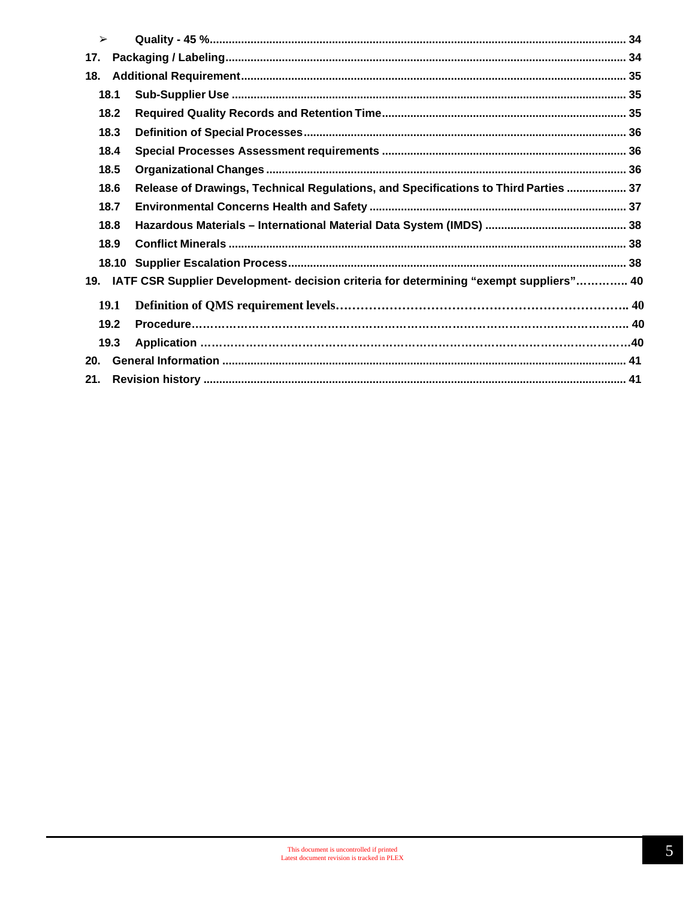- **Quality - 45 %** ... 34

**17. Packaging / Labeling** ... 34

**18. Additional Requirement** ... 35

- **18.1 Sub-Supplier Use** ... 35
- **18.2 Required Quality Records and Retention Time** ... 35
- **18.3 Definition of Special Processes** ... 36
- **18.4 Special Processes Assessment requirements** ... 36
- **18.5 Organizational Changes** ... 36
- **18.6 Release of Drawings, Technical Regulations, and Specifications to Third Parties** ... 37
- **18.7 Environmental Concerns Health and Safety** ... 37
- **18.8 Hazardous Materials – International Material Data System (IMDS)** ... 38
- **18.9 Conflict Minerals** ... 38
- **18.10 Supplier Escalation Process** ... 38

**19. IATF CSR Supplier Development- decision criteria for determining "exempt suppliers"** ... 40

- **19.1 Definition of QMS requirement levels** ... 40
- **19.2 Procedure** ... 40
- **19.3 Application** ... 40

**20. General Information** ... 41

**21. Revision history** ... 41

This document is uncontrolled if printed
Latest document revision is tracked in PLEX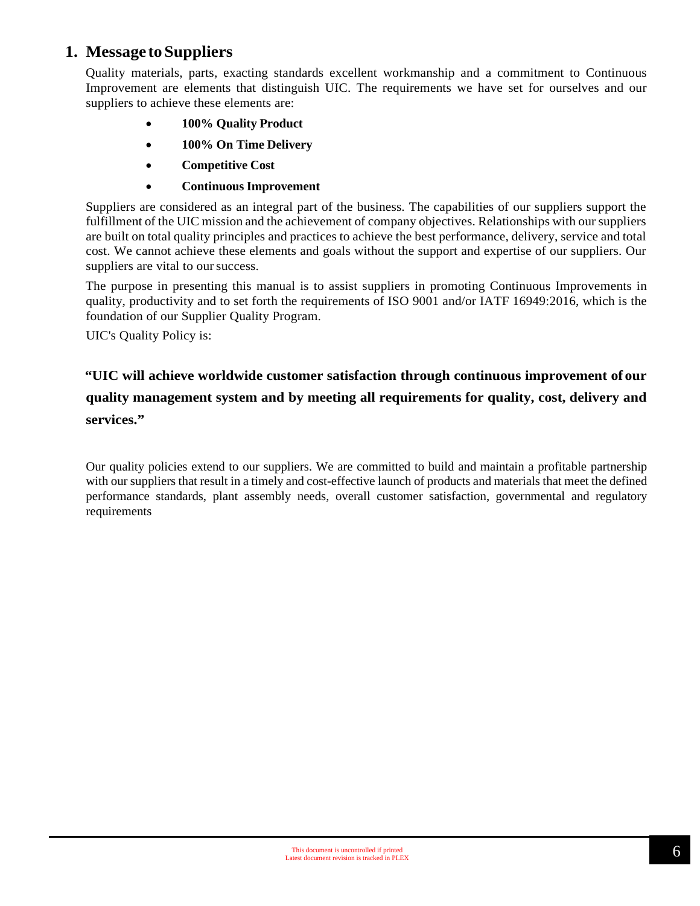# 1. Message to Suppliers

Quality materials, parts, exacting standards excellent workmanship and a commitment to Continuous Improvement are elements that distinguish UIC. The requirements we have set for ourselves and our suppliers to achieve these elements are:

- **100% Quality Product**
- **100% On Time Delivery**
- **Competitive Cost**
- **Continuous Improvement**

Suppliers are considered as an integral part of the business. The capabilities of our suppliers support the fulfillment of the UIC mission and the achievement of company objectives. Relationships with our suppliers are built on total quality principles and practices to achieve the best performance, delivery, service and total cost. We cannot achieve these elements and goals without the support and expertise of our suppliers. Our suppliers are vital to our success.

The purpose in presenting this manual is to assist suppliers in promoting Continuous Improvements in quality, productivity and to set forth the requirements of ISO 9001 and/or IATF 16949:2016, which is the foundation of our Supplier Quality Program.

UIC's Quality Policy is:

**"UIC will achieve worldwide customer satisfaction through continuous improvement of our quality management system and by meeting all requirements for quality, cost, delivery and services."**

Our quality policies extend to our suppliers. We are committed to build and maintain a profitable partnership with our suppliers that result in a timely and cost-effective launch of products and materials that meet the defined performance standards, plant assembly needs, overall customer satisfaction, governmental and regulatory requirements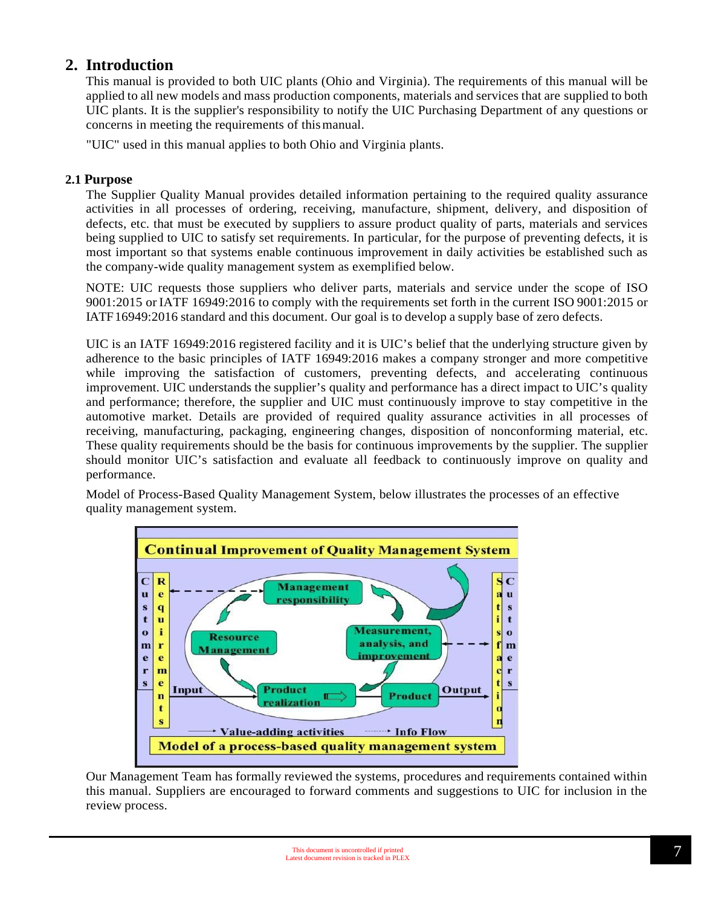## 2. Introduction

This manual is provided to both UIC plants (Ohio and Virginia). The requirements of this manual will be applied to all new models and mass production components, materials and services that are supplied to both UIC plants. It is the supplier's responsibility to notify the UIC Purchasing Department of any questions or concerns in meeting the requirements of this manual.

"UIC" used in this manual applies to both Ohio and Virginia plants.

### 2.1 Purpose

The Supplier Quality Manual provides detailed information pertaining to the required quality assurance activities in all processes of ordering, receiving, manufacture, shipment, delivery, and disposition of defects, etc. that must be executed by suppliers to assure product quality of parts, materials and services being supplied to UIC to satisfy set requirements. In particular, for the purpose of preventing defects, it is most important so that systems enable continuous improvement in daily activities be established such as the company-wide quality management system as exemplified below.

NOTE: UIC requests those suppliers who deliver parts, materials and service under the scope of ISO 9001:2015 or IATF 16949:2016 to comply with the requirements set forth in the current ISO 9001:2015 or IATF 16949:2016 standard and this document. Our goal is to develop a supply base of zero defects.

UIC is an IATF 16949:2016 registered facility and it is UIC's belief that the underlying structure given by adherence to the basic principles of IATF 16949:2016 makes a company stronger and more competitive while improving the satisfaction of customers, preventing defects, and accelerating continuous improvement. UIC understands the supplier's quality and performance has a direct impact to UIC's quality and performance; therefore, the supplier and UIC must continuously improve to stay competitive in the automotive market. Details are provided of required quality assurance activities in all processes of receiving, manufacturing, packaging, engineering changes, disposition of nonconforming material, etc. These quality requirements should be the basis for continuous improvements by the supplier. The supplier should monitor UIC's satisfaction and evaluate all feedback to continuously improve on quality and performance.

Model of Process-Based Quality Management System, below illustrates the processes of an effective quality management system.

Continual Improvement of Quality Management System

Customers | Requirements | Management responsibility | Resource Management | Measurement, analysis, and improvement | Input | Product realization | Product | Output | Satisfaction | Customers

→ Value-adding activities ⇢ Info Flow

Model of a process-based quality management system

Our Management Team has formally reviewed the systems, procedures and requirements contained within this manual. Suppliers are encouraged to forward comments and suggestions to UIC for inclusion in the review process.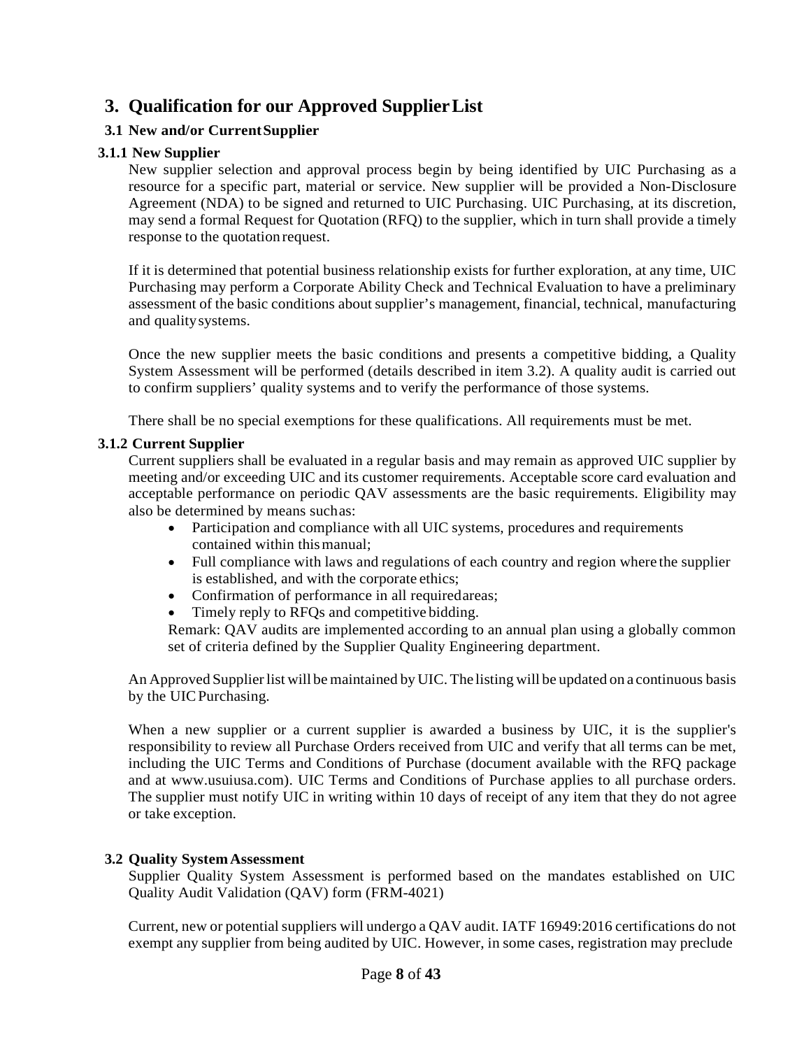# 3. Qualification for our Approved Supplier List

## 3.1 New and/or Current Supplier

### 3.1.1 New Supplier

New supplier selection and approval process begin by being identified by UIC Purchasing as a resource for a specific part, material or service. New supplier will be provided a Non-Disclosure Agreement (NDA) to be signed and returned to UIC Purchasing. UIC Purchasing, at its discretion, may send a formal Request for Quotation (RFQ) to the supplier, which in turn shall provide a timely response to the quotation request.

If it is determined that potential business relationship exists for further exploration, at any time, UIC Purchasing may perform a Corporate Ability Check and Technical Evaluation to have a preliminary assessment of the basic conditions about supplier's management, financial, technical, manufacturing and quality systems.

Once the new supplier meets the basic conditions and presents a competitive bidding, a Quality System Assessment will be performed (details described in item 3.2). A quality audit is carried out to confirm suppliers' quality systems and to verify the performance of those systems.

There shall be no special exemptions for these qualifications. All requirements must be met.

### 3.1.2 Current Supplier

Current suppliers shall be evaluated in a regular basis and may remain as approved UIC supplier by meeting and/or exceeding UIC and its customer requirements. Acceptable score card evaluation and acceptable performance on periodic QAV assessments are the basic requirements. Eligibility may also be determined by means such as:

- Participation and compliance with all UIC systems, procedures and requirements contained within this manual;
- Full compliance with laws and regulations of each country and region where the supplier is established, and with the corporate ethics;
- Confirmation of performance in all required areas;
- Timely reply to RFQs and competitive bidding.

Remark: QAV audits are implemented according to an annual plan using a globally common set of criteria defined by the Supplier Quality Engineering department.

An Approved Supplier list will be maintained by UIC. The listing will be updated on a continuous basis by the UIC Purchasing.

When a new supplier or a current supplier is awarded a business by UIC, it is the supplier's responsibility to review all Purchase Orders received from UIC and verify that all terms can be met, including the UIC Terms and Conditions of Purchase (document available with the RFQ package and at www.usuiusa.com). UIC Terms and Conditions of Purchase applies to all purchase orders. The supplier must notify UIC in writing within 10 days of receipt of any item that they do not agree or take exception.

## 3.2 Quality System Assessment

Supplier Quality System Assessment is performed based on the mandates established on UIC Quality Audit Validation (QAV) form (FRM-4021)

Current, new or potential suppliers will undergo a QAV audit. IATF 16949:2016 certifications do not exempt any supplier from being audited by UIC. However, in some cases, registration may preclude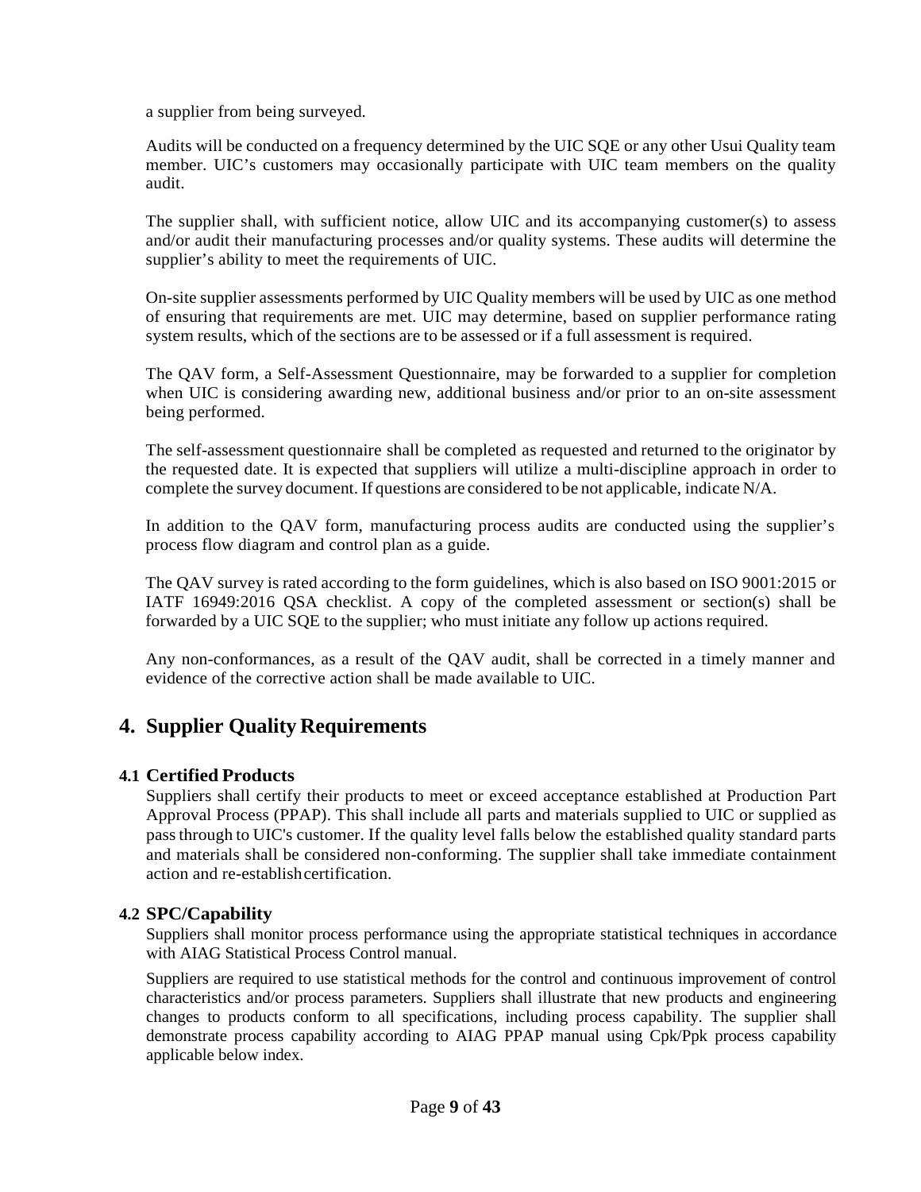a supplier from being surveyed.

Audits will be conducted on a frequency determined by the UIC SQE or any other Usui Quality team member. UIC's customers may occasionally participate with UIC team members on the quality audit.

The supplier shall, with sufficient notice, allow UIC and its accompanying customer(s) to assess and/or audit their manufacturing processes and/or quality systems. These audits will determine the supplier's ability to meet the requirements of UIC.

On-site supplier assessments performed by UIC Quality members will be used by UIC as one method of ensuring that requirements are met. UIC may determine, based on supplier performance rating system results, which of the sections are to be assessed or if a full assessment is required.

The QAV form, a Self-Assessment Questionnaire, may be forwarded to a supplier for completion when UIC is considering awarding new, additional business and/or prior to an on-site assessment being performed.

The self-assessment questionnaire shall be completed as requested and returned to the originator by the requested date. It is expected that suppliers will utilize a multi-discipline approach in order to complete the survey document. If questions are considered to be not applicable, indicate N/A.

In addition to the QAV form, manufacturing process audits are conducted using the supplier's process flow diagram and control plan as a guide.

The QAV survey is rated according to the form guidelines, which is also based on ISO 9001:2015 or IATF 16949:2016 QSA checklist. A copy of the completed assessment or section(s) shall be forwarded by a UIC SQE to the supplier; who must initiate any follow up actions required.

Any non-conformances, as a result of the QAV audit, shall be corrected in a timely manner and evidence of the corrective action shall be made available to UIC.

# 4. Supplier Quality Requirements

## 4.1 Certified Products

Suppliers shall certify their products to meet or exceed acceptance established at Production Part Approval Process (PPAP). This shall include all parts and materials supplied to UIC or supplied as pass through to UIC's customer. If the quality level falls below the established quality standard parts and materials shall be considered non-conforming. The supplier shall take immediate containment action and re-establish certification.

## 4.2 SPC/Capability

Suppliers shall monitor process performance using the appropriate statistical techniques in accordance with AIAG Statistical Process Control manual.

Suppliers are required to use statistical methods for the control and continuous improvement of control characteristics and/or process parameters. Suppliers shall illustrate that new products and engineering changes to products conform to all specifications, including process capability. The supplier shall demonstrate process capability according to AIAG PPAP manual using Cpk/Ppk process capability applicable below index.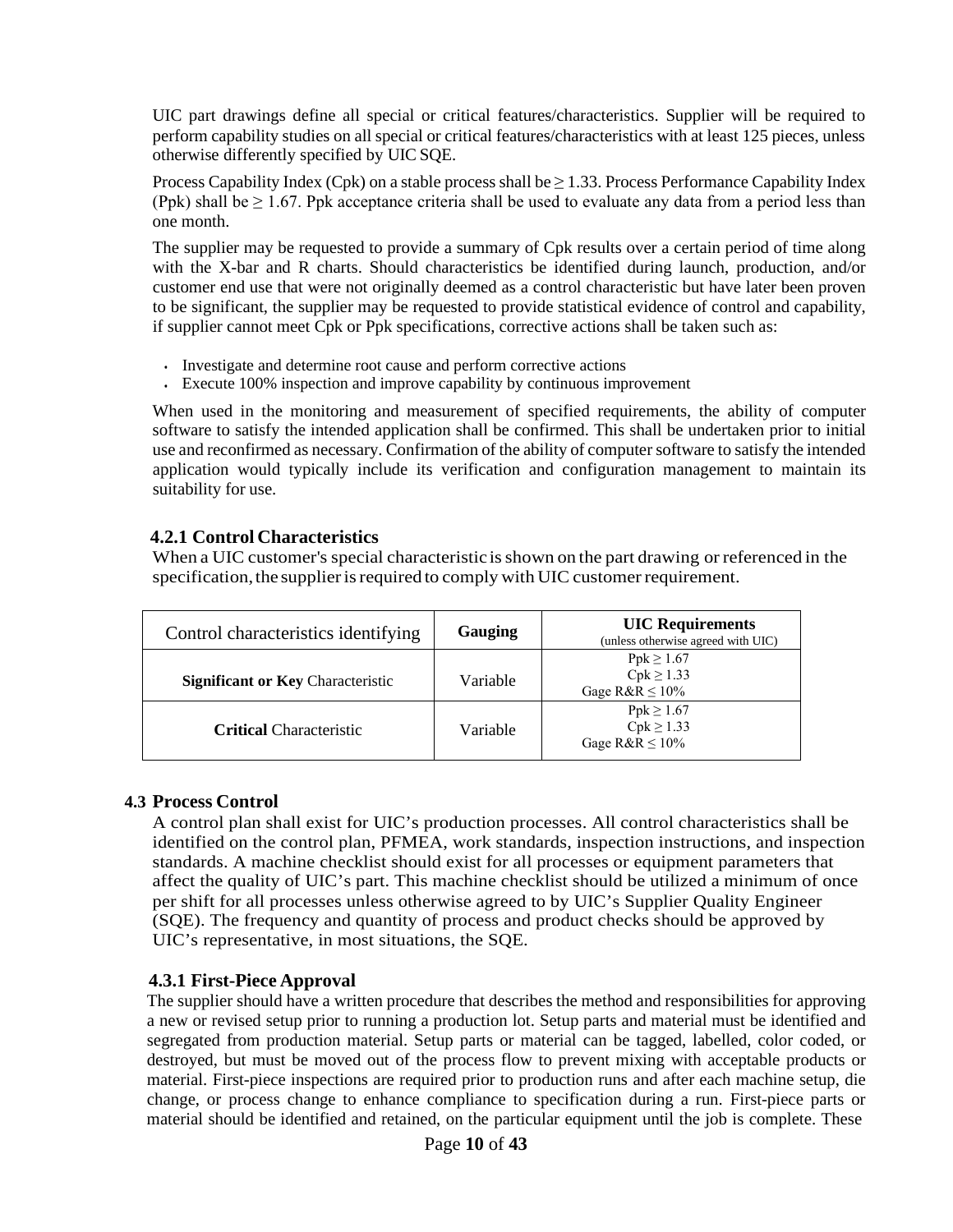UIC part drawings define all special or critical features/characteristics. Supplier will be required to perform capability studies on all special or critical features/characteristics with at least 125 pieces, unless otherwise differently specified by UIC SQE.

Process Capability Index (Cpk) on a stable process shall be ≥ 1.33. Process Performance Capability Index (Ppk) shall be ≥ 1.67. Ppk acceptance criteria shall be used to evaluate any data from a period less than one month.

The supplier may be requested to provide a summary of Cpk results over a certain period of time along with the X-bar and R charts. Should characteristics be identified during launch, production, and/or customer end use that were not originally deemed as a control characteristic but have later been proven to be significant, the supplier may be requested to provide statistical evidence of control and capability, if supplier cannot meet Cpk or Ppk specifications, corrective actions shall be taken such as:

- Investigate and determine root cause and perform corrective actions
- Execute 100% inspection and improve capability by continuous improvement

When used in the monitoring and measurement of specified requirements, the ability of computer software to satisfy the intended application shall be confirmed. This shall be undertaken prior to initial use and reconfirmed as necessary. Confirmation of the ability of computer software to satisfy the intended application would typically include its verification and configuration management to maintain its suitability for use.

### 4.2.1 Control Characteristics

When a UIC customer's special characteristic is shown on the part drawing or referenced in the specification, the supplier is required to comply with UIC customer requirement.

| Control characteristics identifying | **Gauging** | **UIC Requirements** (unless otherwise agreed with UIC) |
|---|---|---|
| **Significant or Key** Characteristic | Variable | Ppk ≥ 1.67<br>Cpk ≥ 1.33<br>Gage R&R ≤ 10% |
| **Critical** Characteristic | Variable | Ppk ≥ 1.67<br>Cpk ≥ 1.33<br>Gage R&R ≤ 10% |

## 4.3 Process Control

A control plan shall exist for UIC's production processes. All control characteristics shall be identified on the control plan, PFMEA, work standards, inspection instructions, and inspection standards. A machine checklist should exist for all processes or equipment parameters that affect the quality of UIC's part. This machine checklist should be utilized a minimum of once per shift for all processes unless otherwise agreed to by UIC's Supplier Quality Engineer (SQE). The frequency and quantity of process and product checks should be approved by UIC's representative, in most situations, the SQE.

### 4.3.1 First-Piece Approval

The supplier should have a written procedure that describes the method and responsibilities for approving a new or revised setup prior to running a production lot. Setup parts and material must be identified and segregated from production material. Setup parts or material can be tagged, labelled, color coded, or destroyed, but must be moved out of the process flow to prevent mixing with acceptable products or material. First-piece inspections are required prior to production runs and after each machine setup, die change, or process change to enhance compliance to specification during a run. First-piece parts or material should be identified and retained, on the particular equipment until the job is complete. These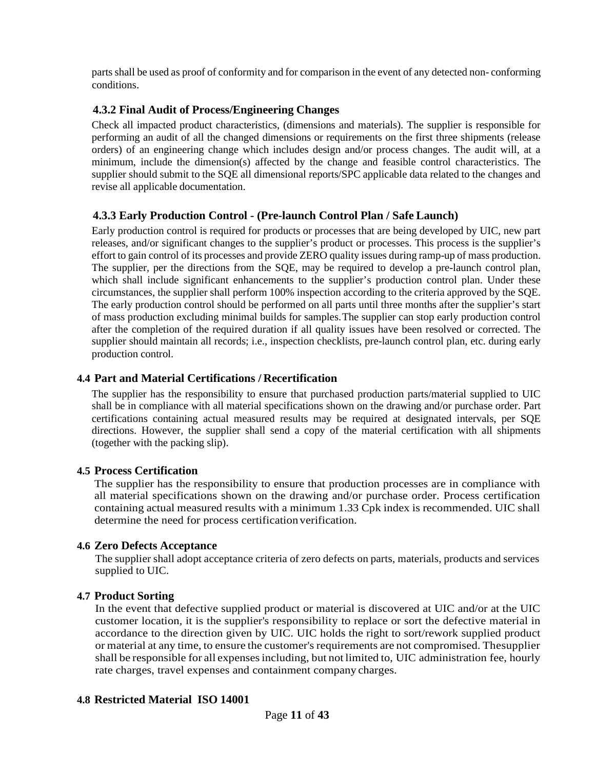parts shall be used as proof of conformity and for comparison in the event of any detected non- conforming conditions.

### 4.3.2 Final Audit of Process/Engineering Changes

Check all impacted product characteristics, (dimensions and materials). The supplier is responsible for performing an audit of all the changed dimensions or requirements on the first three shipments (release orders) of an engineering change which includes design and/or process changes. The audit will, at a minimum, include the dimension(s) affected by the change and feasible control characteristics. The supplier should submit to the SQE all dimensional reports/SPC applicable data related to the changes and revise all applicable documentation.

### 4.3.3 Early Production Control - (Pre-launch Control Plan / Safe Launch)

Early production control is required for products or processes that are being developed by UIC, new part releases, and/or significant changes to the supplier's product or processes. This process is the supplier's effort to gain control of its processes and provide ZERO quality issues during ramp-up of mass production. The supplier, per the directions from the SQE, may be required to develop a pre-launch control plan, which shall include significant enhancements to the supplier's production control plan. Under these circumstances, the supplier shall perform 100% inspection according to the criteria approved by the SQE. The early production control should be performed on all parts until three months after the supplier's start of mass production excluding minimal builds for samples.The supplier can stop early production control after the completion of the required duration if all quality issues have been resolved or corrected. The supplier should maintain all records; i.e., inspection checklists, pre-launch control plan, etc. during early production control.

## 4.4 Part and Material Certifications / Recertification

The supplier has the responsibility to ensure that purchased production parts/material supplied to UIC shall be in compliance with all material specifications shown on the drawing and/or purchase order. Part certifications containing actual measured results may be required at designated intervals, per SQE directions. However, the supplier shall send a copy of the material certification with all shipments (together with the packing slip).

## 4.5 Process Certification

The supplier has the responsibility to ensure that production processes are in compliance with all material specifications shown on the drawing and/or purchase order. Process certification containing actual measured results with a minimum 1.33 Cpk index is recommended. UIC shall determine the need for process certification verification.

## 4.6 Zero Defects Acceptance

The supplier shall adopt acceptance criteria of zero defects on parts, materials, products and services supplied to UIC.

## 4.7 Product Sorting

In the event that defective supplied product or material is discovered at UIC and/or at the UIC customer location, it is the supplier's responsibility to replace or sort the defective material in accordance to the direction given by UIC. UIC holds the right to sort/rework supplied product or material at any time, to ensure the customer's requirements are not compromised. Thesupplier shall be responsible for all expenses including, but not limited to, UIC administration fee, hourly rate charges, travel expenses and containment company charges.

## 4.8 Restricted Material ISO 14001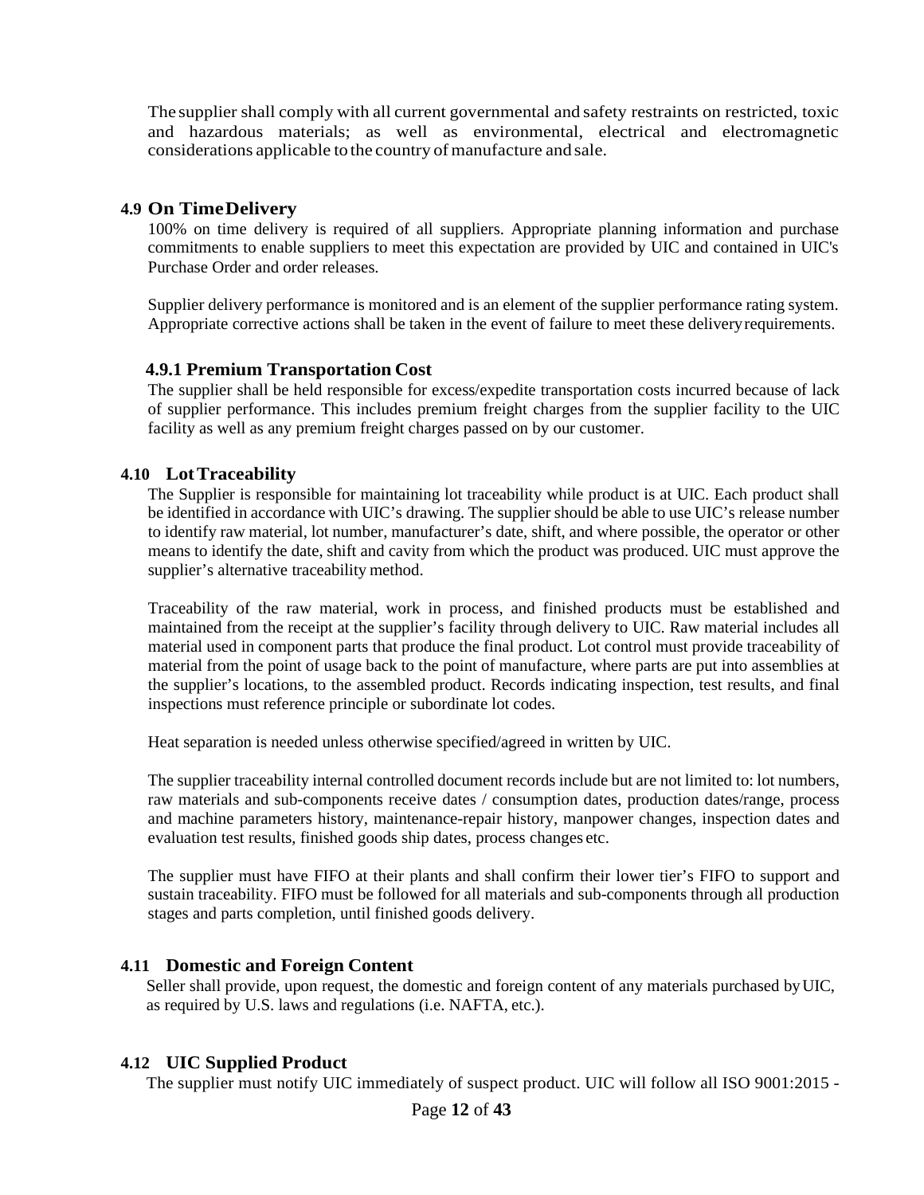The supplier shall comply with all current governmental and safety restraints on restricted, toxic and hazardous materials; as well as environmental, electrical and electromagnetic considerations applicable to the country of manufacture and sale.

## 4.9 On Time Delivery

100% on time delivery is required of all suppliers. Appropriate planning information and purchase commitments to enable suppliers to meet this expectation are provided by UIC and contained in UIC's Purchase Order and order releases.

Supplier delivery performance is monitored and is an element of the supplier performance rating system. Appropriate corrective actions shall be taken in the event of failure to meet these delivery requirements.

### 4.9.1 Premium Transportation Cost

The supplier shall be held responsible for excess/expedite transportation costs incurred because of lack of supplier performance. This includes premium freight charges from the supplier facility to the UIC facility as well as any premium freight charges passed on by our customer.

## 4.10 Lot Traceability

The Supplier is responsible for maintaining lot traceability while product is at UIC. Each product shall be identified in accordance with UIC's drawing. The supplier should be able to use UIC's release number to identify raw material, lot number, manufacturer's date, shift, and where possible, the operator or other means to identify the date, shift and cavity from which the product was produced. UIC must approve the supplier's alternative traceability method.

Traceability of the raw material, work in process, and finished products must be established and maintained from the receipt at the supplier's facility through delivery to UIC. Raw material includes all material used in component parts that produce the final product. Lot control must provide traceability of material from the point of usage back to the point of manufacture, where parts are put into assemblies at the supplier's locations, to the assembled product. Records indicating inspection, test results, and final inspections must reference principle or subordinate lot codes.

Heat separation is needed unless otherwise specified/agreed in written by UIC.

The supplier traceability internal controlled document records include but are not limited to: lot numbers, raw materials and sub-components receive dates / consumption dates, production dates/range, process and machine parameters history, maintenance-repair history, manpower changes, inspection dates and evaluation test results, finished goods ship dates, process changes etc.

The supplier must have FIFO at their plants and shall confirm their lower tier's FIFO to support and sustain traceability. FIFO must be followed for all materials and sub-components through all production stages and parts completion, until finished goods delivery.

## 4.11 Domestic and Foreign Content

Seller shall provide, upon request, the domestic and foreign content of any materials purchased by UIC, as required by U.S. laws and regulations (i.e. NAFTA, etc.).

## 4.12 UIC Supplied Product

The supplier must notify UIC immediately of suspect product. UIC will follow all ISO 9001:2015 -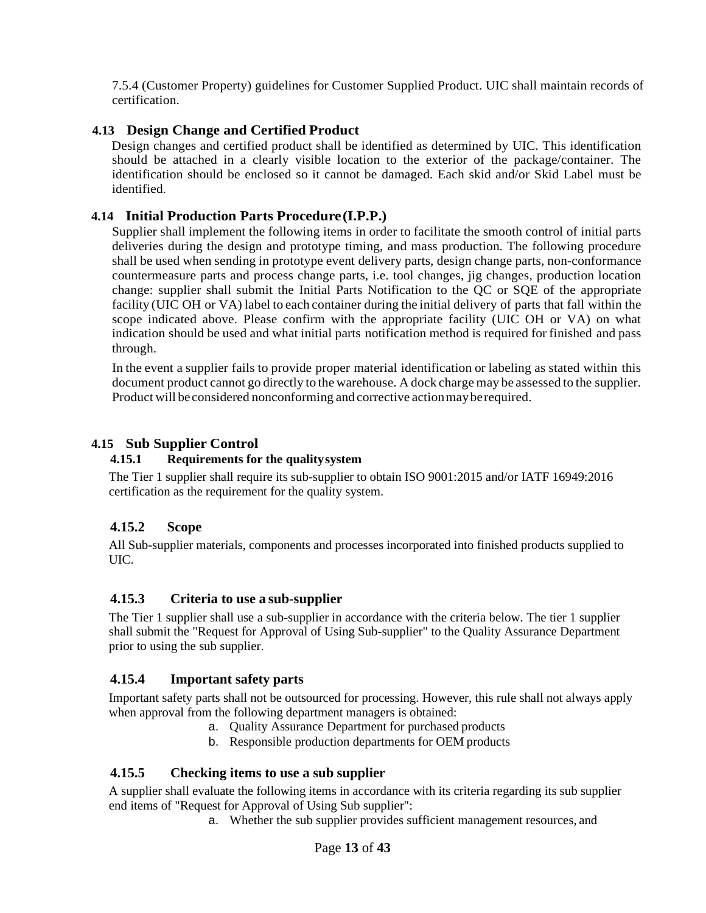7.5.4 (Customer Property) guidelines for Customer Supplied Product. UIC shall maintain records of certification.

## 4.13 Design Change and Certified Product

Design changes and certified product shall be identified as determined by UIC. This identification should be attached in a clearly visible location to the exterior of the package/container. The identification should be enclosed so it cannot be damaged. Each skid and/or Skid Label must be identified.

## 4.14 Initial Production Parts Procedure (I.P.P.)

Supplier shall implement the following items in order to facilitate the smooth control of initial parts deliveries during the design and prototype timing, and mass production. The following procedure shall be used when sending in prototype event delivery parts, design change parts, non-conformance countermeasure parts and process change parts, i.e. tool changes, jig changes, production location change: supplier shall submit the Initial Parts Notification to the QC or SQE of the appropriate facility (UIC OH or VA) label to each container during the initial delivery of parts that fall within the scope indicated above. Please confirm with the appropriate facility (UIC OH or VA) on what indication should be used and what initial parts notification method is required for finished and pass through.

In the event a supplier fails to provide proper material identification or labeling as stated within this document product cannot go directly to the warehouse. A dock charge may be assessed to the supplier. Product will be considered nonconforming and corrective action may be required.

## 4.15 Sub Supplier Control

### 4.15.1 Requirements for the quality system

The Tier 1 supplier shall require its sub-supplier to obtain ISO 9001:2015 and/or IATF 16949:2016 certification as the requirement for the quality system.

### 4.15.2 Scope

All Sub-supplier materials, components and processes incorporated into finished products supplied to UIC.

### 4.15.3 Criteria to use a sub-supplier

The Tier 1 supplier shall use a sub-supplier in accordance with the criteria below. The tier 1 supplier shall submit the "Request for Approval of Using Sub-supplier" to the Quality Assurance Department prior to using the sub supplier.

### 4.15.4 Important safety parts

Important safety parts shall not be outsourced for processing. However, this rule shall not always apply when approval from the following department managers is obtained:

a. Quality Assurance Department for purchased products
b. Responsible production departments for OEM products

### 4.15.5 Checking items to use a sub supplier

A supplier shall evaluate the following items in accordance with its criteria regarding its sub supplier end items of "Request for Approval of Using Sub supplier":

a. Whether the sub supplier provides sufficient management resources, and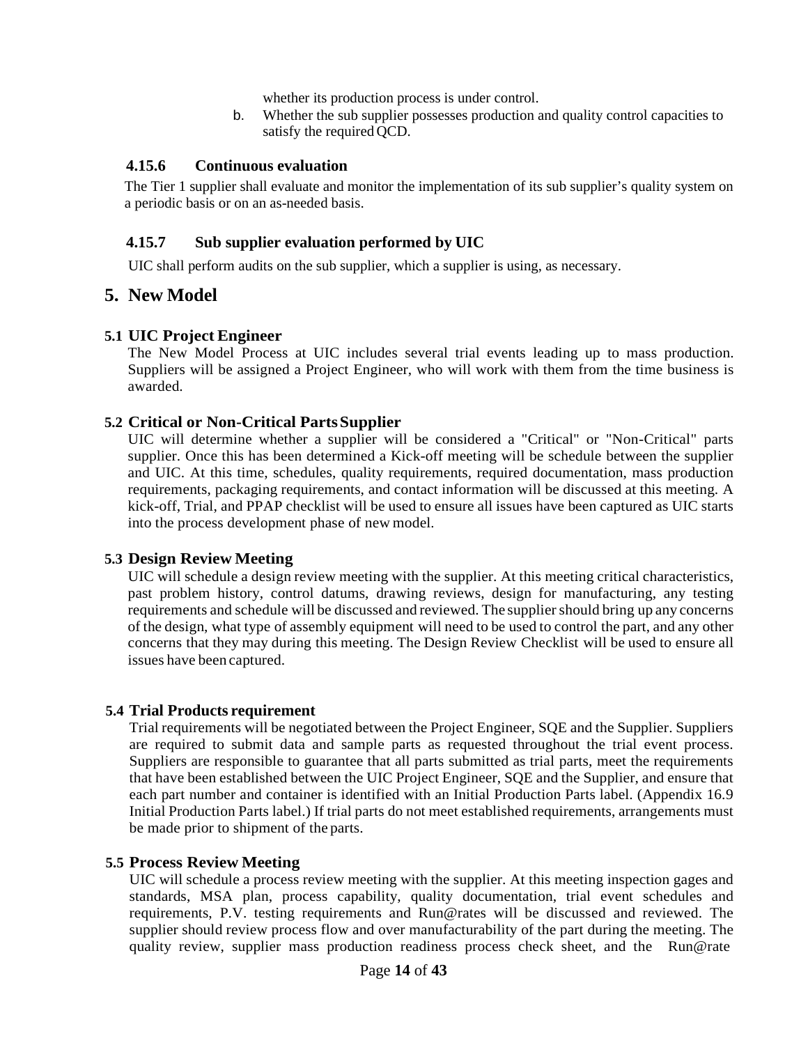whether its production process is under control.

b. Whether the sub supplier possesses production and quality control capacities to satisfy the required QCD.

### 4.15.6 Continuous evaluation

The Tier 1 supplier shall evaluate and monitor the implementation of its sub supplier's quality system on a periodic basis or on an as-needed basis.

### 4.15.7 Sub supplier evaluation performed by UIC

UIC shall perform audits on the sub supplier, which a supplier is using, as necessary.

# 5. New Model

## 5.1 UIC Project Engineer

The New Model Process at UIC includes several trial events leading up to mass production. Suppliers will be assigned a Project Engineer, who will work with them from the time business is awarded.

## 5.2 Critical or Non-Critical Parts Supplier

UIC will determine whether a supplier will be considered a "Critical" or "Non-Critical" parts supplier. Once this has been determined a Kick-off meeting will be schedule between the supplier and UIC. At this time, schedules, quality requirements, required documentation, mass production requirements, packaging requirements, and contact information will be discussed at this meeting. A kick-off, Trial, and PPAP checklist will be used to ensure all issues have been captured as UIC starts into the process development phase of new model.

## 5.3 Design Review Meeting

UIC will schedule a design review meeting with the supplier. At this meeting critical characteristics, past problem history, control datums, drawing reviews, design for manufacturing, any testing requirements and schedule will be discussed and reviewed. The supplier should bring up any concerns of the design, what type of assembly equipment will need to be used to control the part, and any other concerns that they may during this meeting. The Design Review Checklist will be used to ensure all issues have been captured.

## 5.4 Trial Products requirement

Trial requirements will be negotiated between the Project Engineer, SQE and the Supplier. Suppliers are required to submit data and sample parts as requested throughout the trial event process. Suppliers are responsible to guarantee that all parts submitted as trial parts, meet the requirements that have been established between the UIC Project Engineer, SQE and the Supplier, and ensure that each part number and container is identified with an Initial Production Parts label. (Appendix 16.9 Initial Production Parts label.) If trial parts do not meet established requirements, arrangements must be made prior to shipment of the parts.

## 5.5 Process Review Meeting

UIC will schedule a process review meeting with the supplier. At this meeting inspection gages and standards, MSA plan, process capability, quality documentation, trial event schedules and requirements, P.V. testing requirements and Run@rates will be discussed and reviewed. The supplier should review process flow and over manufacturability of the part during the meeting. The quality review, supplier mass production readiness process check sheet, and the Run@rate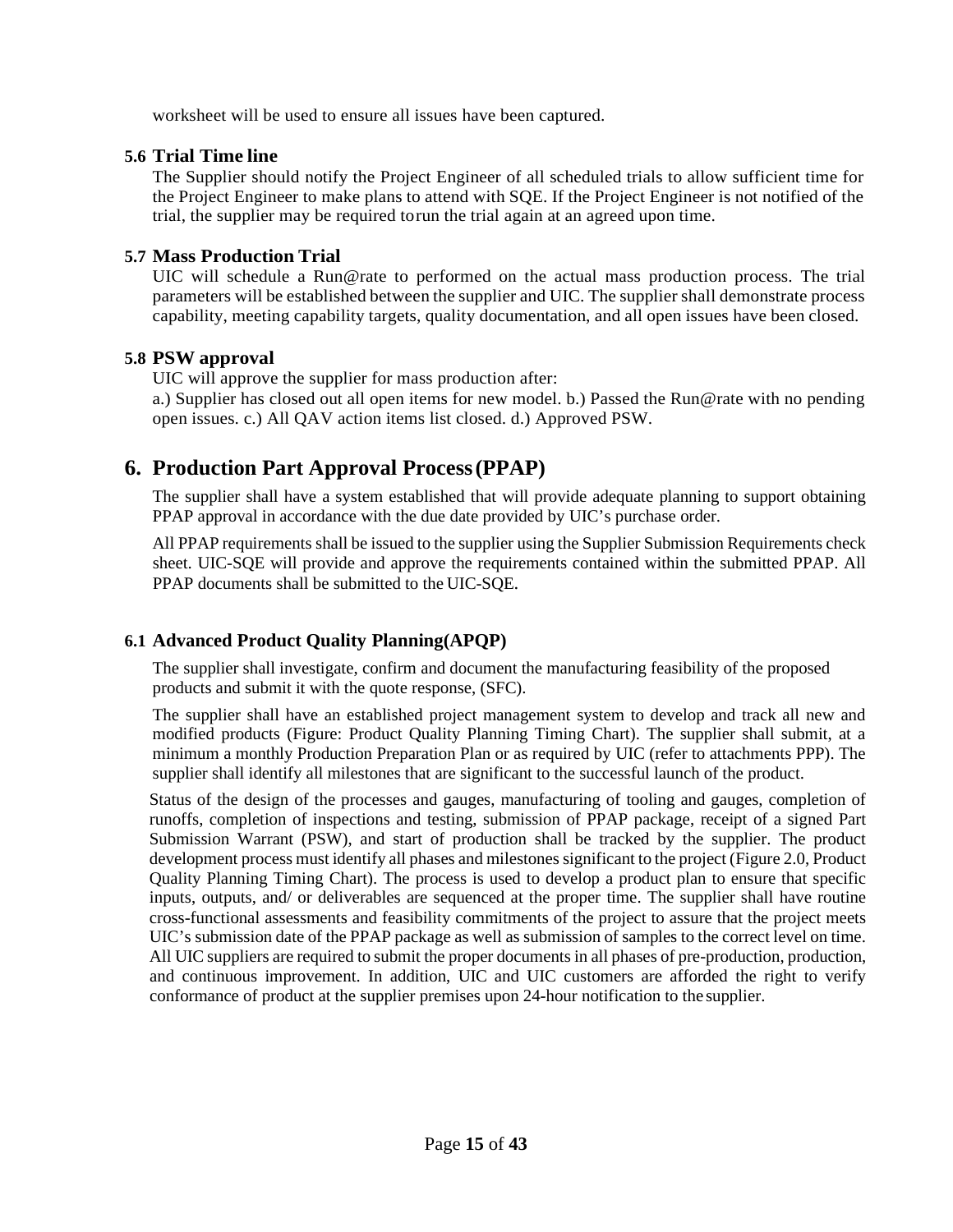worksheet will be used to ensure all issues have been captured.

### 5.6 Trial Time line

The Supplier should notify the Project Engineer of all scheduled trials to allow sufficient time for the Project Engineer to make plans to attend with SQE. If the Project Engineer is not notified of the trial, the supplier may be required to run the trial again at an agreed upon time.

### 5.7 Mass Production Trial

UIC will schedule a Run@rate to performed on the actual mass production process. The trial parameters will be established between the supplier and UIC. The supplier shall demonstrate process capability, meeting capability targets, quality documentation, and all open issues have been closed.

### 5.8 PSW approval

UIC will approve the supplier for mass production after:

a.) Supplier has closed out all open items for new model. b.) Passed the Run@rate with no pending open issues. c.) All QAV action items list closed. d.) Approved PSW.

## 6. Production Part Approval Process (PPAP)

The supplier shall have a system established that will provide adequate planning to support obtaining PPAP approval in accordance with the due date provided by UIC's purchase order.

All PPAP requirements shall be issued to the supplier using the Supplier Submission Requirements check sheet. UIC-SQE will provide and approve the requirements contained within the submitted PPAP. All PPAP documents shall be submitted to the UIC-SQE.

### 6.1 Advanced Product Quality Planning(APQP)

The supplier shall investigate, confirm and document the manufacturing feasibility of the proposed products and submit it with the quote response, (SFC).

The supplier shall have an established project management system to develop and track all new and modified products (Figure: Product Quality Planning Timing Chart). The supplier shall submit, at a minimum a monthly Production Preparation Plan or as required by UIC (refer to attachments PPP). The supplier shall identify all milestones that are significant to the successful launch of the product.

Status of the design of the processes and gauges, manufacturing of tooling and gauges, completion of runoffs, completion of inspections and testing, submission of PPAP package, receipt of a signed Part Submission Warrant (PSW), and start of production shall be tracked by the supplier. The product development process must identify all phases and milestones significant to the project (Figure 2.0, Product Quality Planning Timing Chart). The process is used to develop a product plan to ensure that specific inputs, outputs, and/ or deliverables are sequenced at the proper time. The supplier shall have routine cross-functional assessments and feasibility commitments of the project to assure that the project meets UIC's submission date of the PPAP package as well as submission of samples to the correct level on time. All UIC suppliers are required to submit the proper documents in all phases of pre-production, production, and continuous improvement. In addition, UIC and UIC customers are afforded the right to verify conformance of product at the supplier premises upon 24-hour notification to the supplier.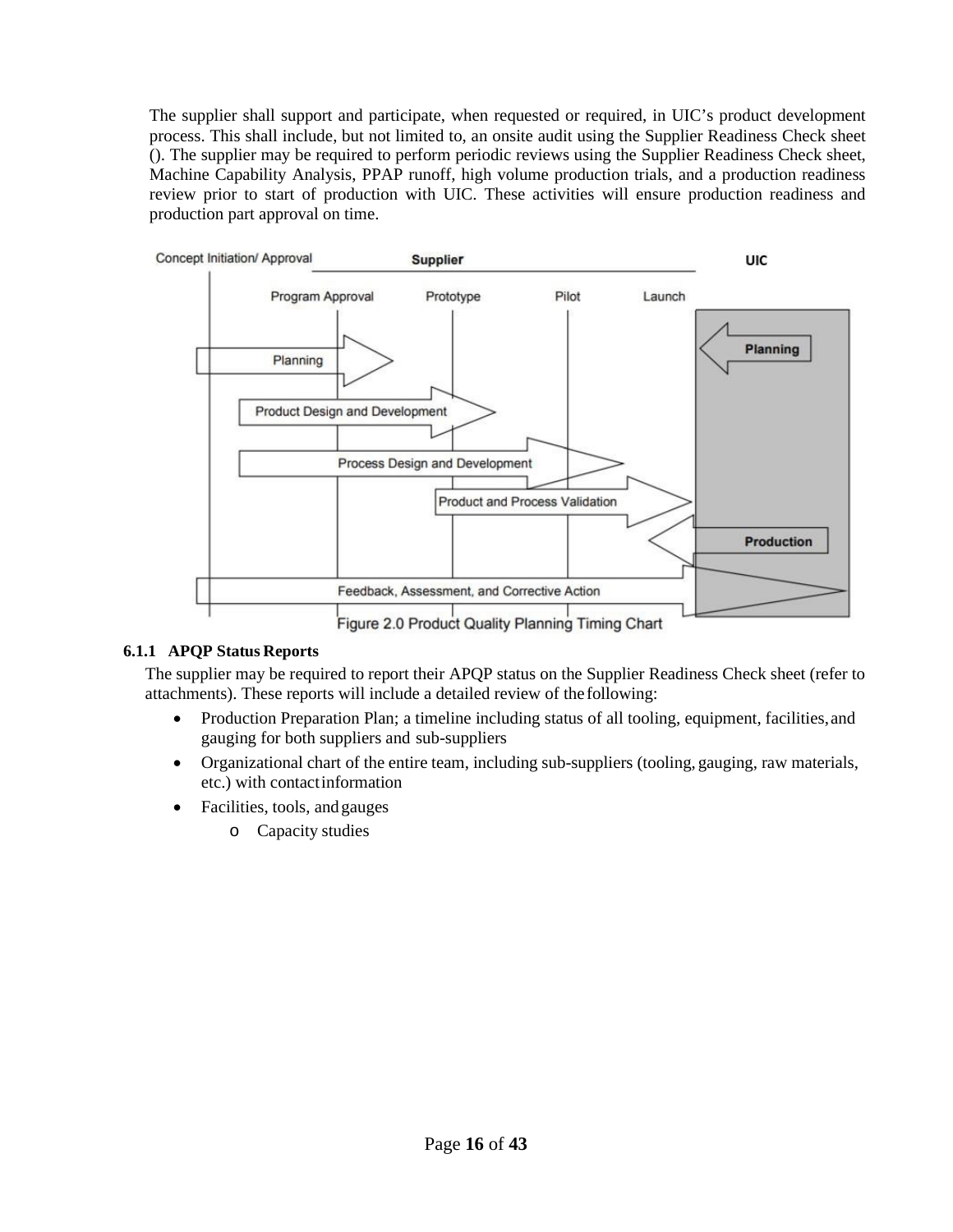The supplier shall support and participate, when requested or required, in UIC's product development process. This shall include, but not limited to, an onsite audit using the Supplier Readiness Check sheet (). The supplier may be required to perform periodic reviews using the Supplier Readiness Check sheet, Machine Capability Analysis, PPAP runoff, high volume production trials, and a production readiness review prior to start of production with UIC. These activities will ensure production readiness and production part approval on time.

Figure 2.0 Product Quality Planning Timing Chart

### 6.1.1 APQP Status Reports

The supplier may be required to report their APQP status on the Supplier Readiness Check sheet (refer to attachments). These reports will include a detailed review of the following:

- Production Preparation Plan; a timeline including status of all tooling, equipment, facilities, and gauging for both suppliers and sub-suppliers
- Organizational chart of the entire team, including sub-suppliers (tooling, gauging, raw materials, etc.) with contact information
- Facilities, tools, and gauges
  - Capacity studies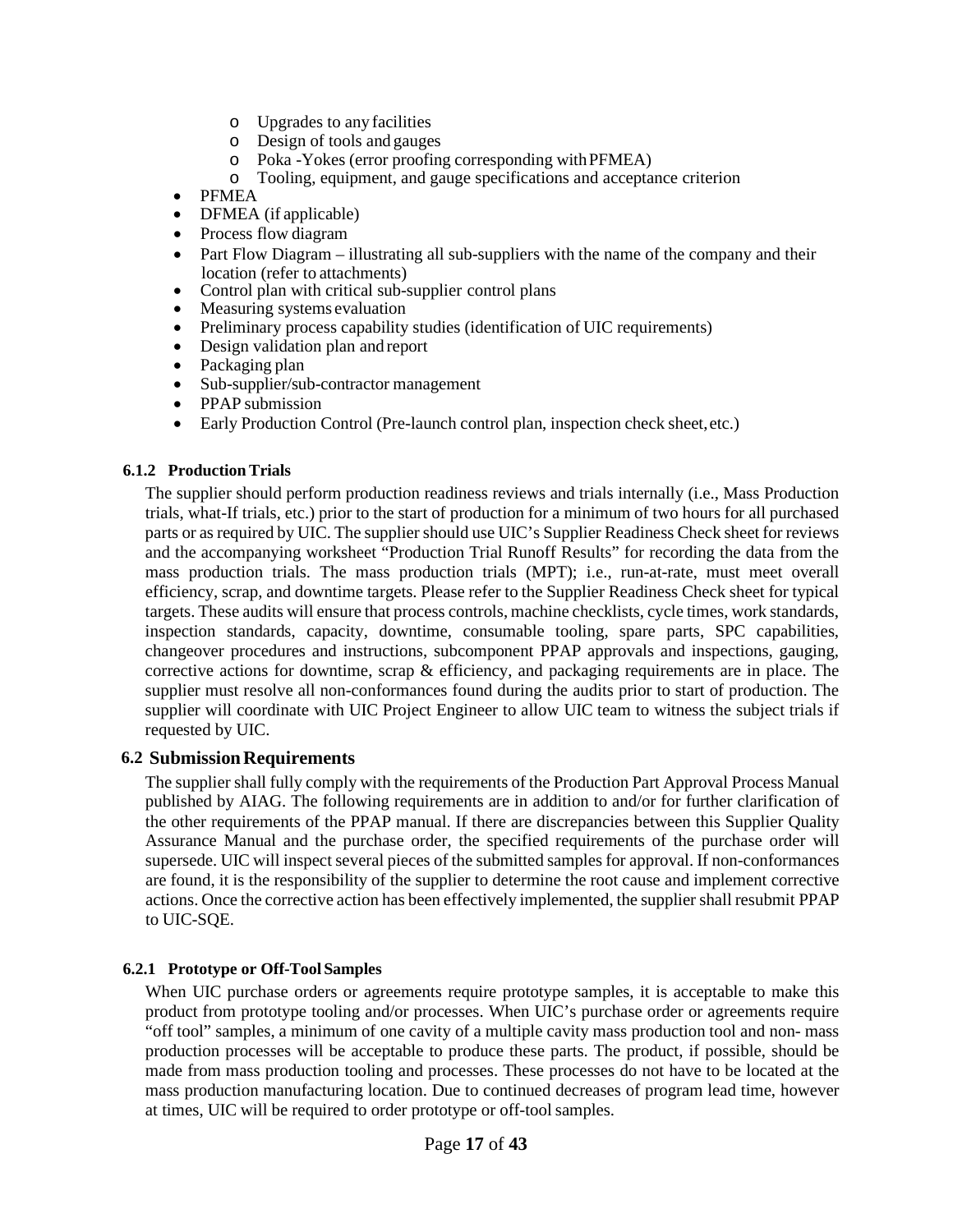- Upgrades to any facilities
  - Design of tools and gauges
  - Poka -Yokes (error proofing corresponding with PFMEA)
  - Tooling, equipment, and gauge specifications and acceptance criterion
- PFMEA
- DFMEA (if applicable)
- Process flow diagram
- Part Flow Diagram – illustrating all sub-suppliers with the name of the company and their location (refer to attachments)
- Control plan with critical sub-supplier control plans
- Measuring systems evaluation
- Preliminary process capability studies (identification of UIC requirements)
- Design validation plan and report
- Packaging plan
- Sub-supplier/sub-contractor management
- PPAP submission
- Early Production Control (Pre-launch control plan, inspection check sheet, etc.)

#### 6.1.2 Production Trials

The supplier should perform production readiness reviews and trials internally (i.e., Mass Production trials, what-If trials, etc.) prior to the start of production for a minimum of two hours for all purchased parts or as required by UIC. The supplier should use UIC's Supplier Readiness Check sheet for reviews and the accompanying worksheet "Production Trial Runoff Results" for recording the data from the mass production trials. The mass production trials (MPT); i.e., run-at-rate, must meet overall efficiency, scrap, and downtime targets. Please refer to the Supplier Readiness Check sheet for typical targets. These audits will ensure that process controls, machine checklists, cycle times, work standards, inspection standards, capacity, downtime, consumable tooling, spare parts, SPC capabilities, changeover procedures and instructions, subcomponent PPAP approvals and inspections, gauging, corrective actions for downtime, scrap & efficiency, and packaging requirements are in place. The supplier must resolve all non-conformances found during the audits prior to start of production. The supplier will coordinate with UIC Project Engineer to allow UIC team to witness the subject trials if requested by UIC.

### 6.2 Submission Requirements

The supplier shall fully comply with the requirements of the Production Part Approval Process Manual published by AIAG. The following requirements are in addition to and/or for further clarification of the other requirements of the PPAP manual. If there are discrepancies between this Supplier Quality Assurance Manual and the purchase order, the specified requirements of the purchase order will supersede. UIC will inspect several pieces of the submitted samples for approval. If non-conformances are found, it is the responsibility of the supplier to determine the root cause and implement corrective actions. Once the corrective action has been effectively implemented, the supplier shall resubmit PPAP to UIC-SQE.

#### 6.2.1 Prototype or Off-Tool Samples

When UIC purchase orders or agreements require prototype samples, it is acceptable to make this product from prototype tooling and/or processes. When UIC's purchase order or agreements require "off tool" samples, a minimum of one cavity of a multiple cavity mass production tool and non- mass production processes will be acceptable to produce these parts. The product, if possible, should be made from mass production tooling and processes. These processes do not have to be located at the mass production manufacturing location. Due to continued decreases of program lead time, however at times, UIC will be required to order prototype or off-tool samples.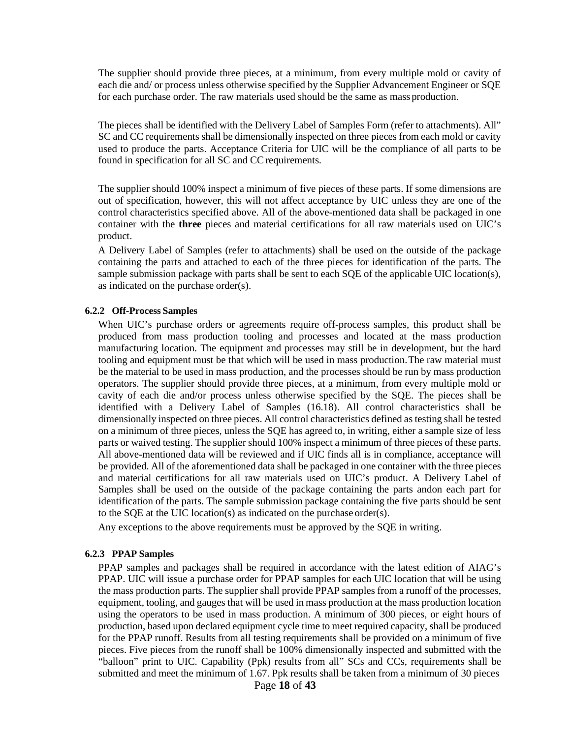The supplier should provide three pieces, at a minimum, from every multiple mold or cavity of each die and/ or process unless otherwise specified by the Supplier Advancement Engineer or SQE for each purchase order. The raw materials used should be the same as mass production.

The pieces shall be identified with the Delivery Label of Samples Form (refer to attachments). All" SC and CC requirements shall be dimensionally inspected on three pieces from each mold or cavity used to produce the parts. Acceptance Criteria for UIC will be the compliance of all parts to be found in specification for all SC and CC requirements.

The supplier should 100% inspect a minimum of five pieces of these parts. If some dimensions are out of specification, however, this will not affect acceptance by UIC unless they are one of the control characteristics specified above. All of the above-mentioned data shall be packaged in one container with the **three** pieces and material certifications for all raw materials used on UIC's product.

A Delivery Label of Samples (refer to attachments) shall be used on the outside of the package containing the parts and attached to each of the three pieces for identification of the parts. The sample submission package with parts shall be sent to each SQE of the applicable UIC location(s), as indicated on the purchase order(s).

#### 6.2.2 Off-Process Samples

When UIC's purchase orders or agreements require off-process samples, this product shall be produced from mass production tooling and processes and located at the mass production manufacturing location. The equipment and processes may still be in development, but the hard tooling and equipment must be that which will be used in mass production.The raw material must be the material to be used in mass production, and the processes should be run by mass production operators. The supplier should provide three pieces, at a minimum, from every multiple mold or cavity of each die and/or process unless otherwise specified by the SQE. The pieces shall be identified with a Delivery Label of Samples (16.18). All control characteristics shall be dimensionally inspected on three pieces. All control characteristics defined as testing shall be tested on a minimum of three pieces, unless the SQE has agreed to, in writing, either a sample size of less parts or waived testing. The supplier should 100% inspect a minimum of three pieces of these parts. All above-mentioned data will be reviewed and if UIC finds all is in compliance, acceptance will be provided. All of the aforementioned data shall be packaged in one container with the three pieces and material certifications for all raw materials used on UIC's product. A Delivery Label of Samples shall be used on the outside of the package containing the parts andon each part for identification of the parts. The sample submission package containing the five parts should be sent to the SQE at the UIC location(s) as indicated on the purchase order(s).

Any exceptions to the above requirements must be approved by the SQE in writing.

#### 6.2.3 PPAP Samples

PPAP samples and packages shall be required in accordance with the latest edition of AIAG's PPAP. UIC will issue a purchase order for PPAP samples for each UIC location that will be using the mass production parts. The supplier shall provide PPAP samples from a runoff of the processes, equipment, tooling, and gauges that will be used in mass production at the mass production location using the operators to be used in mass production. A minimum of 300 pieces, or eight hours of production, based upon declared equipment cycle time to meet required capacity, shall be produced for the PPAP runoff. Results from all testing requirements shall be provided on a minimum of five pieces. Five pieces from the runoff shall be 100% dimensionally inspected and submitted with the "balloon" print to UIC. Capability (Ppk) results from all" SCs and CCs, requirements shall be submitted and meet the minimum of 1.67. Ppk results shall be taken from a minimum of 30 pieces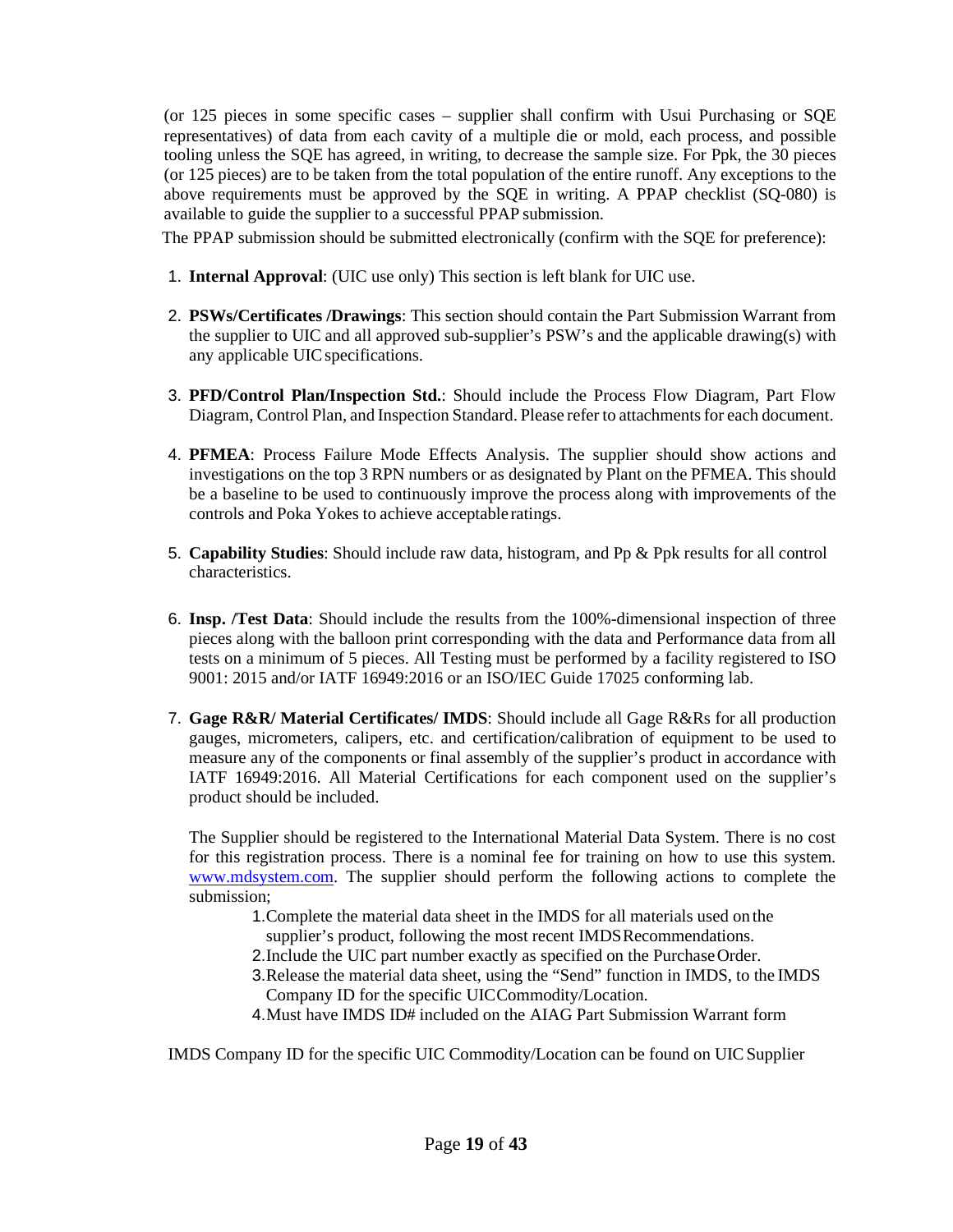(or 125 pieces in some specific cases – supplier shall confirm with Usui Purchasing or SQE representatives) of data from each cavity of a multiple die or mold, each process, and possible tooling unless the SQE has agreed, in writing, to decrease the sample size. For Ppk, the 30 pieces (or 125 pieces) are to be taken from the total population of the entire runoff. Any exceptions to the above requirements must be approved by the SQE in writing. A PPAP checklist (SQ-080) is available to guide the supplier to a successful PPAP submission.

The PPAP submission should be submitted electronically (confirm with the SQE for preference):

1. **Internal Approval**: (UIC use only) This section is left blank for UIC use.

2. **PSWs/Certificates /Drawings**: This section should contain the Part Submission Warrant from the supplier to UIC and all approved sub-supplier's PSW's and the applicable drawing(s) with any applicable UIC specifications.

3. **PFD/Control Plan/Inspection Std.**: Should include the Process Flow Diagram, Part Flow Diagram, Control Plan, and Inspection Standard. Please refer to attachments for each document.

4. **PFMEA**: Process Failure Mode Effects Analysis. The supplier should show actions and investigations on the top 3 RPN numbers or as designated by Plant on the PFMEA. This should be a baseline to be used to continuously improve the process along with improvements of the controls and Poka Yokes to achieve acceptable ratings.

5. **Capability Studies**: Should include raw data, histogram, and Pp & Ppk results for all control characteristics.

6. **Insp. /Test Data**: Should include the results from the 100%-dimensional inspection of three pieces along with the balloon print corresponding with the data and Performance data from all tests on a minimum of 5 pieces. All Testing must be performed by a facility registered to ISO 9001: 2015 and/or IATF 16949:2016 or an ISO/IEC Guide 17025 conforming lab.

7. **Gage R&R/ Material Certificates/ IMDS**: Should include all Gage R&Rs for all production gauges, micrometers, calipers, etc. and certification/calibration of equipment to be used to measure any of the components or final assembly of the supplier's product in accordance with IATF 16949:2016. All Material Certifications for each component used on the supplier's product should be included.

   The Supplier should be registered to the International Material Data System. There is no cost for this registration process. There is a nominal fee for training on how to use this system. www.mdsystem.com. The supplier should perform the following actions to complete the submission;

   1. Complete the material data sheet in the IMDS for all materials used on the supplier's product, following the most recent IMDS Recommendations.
   2. Include the UIC part number exactly as specified on the Purchase Order.
   3. Release the material data sheet, using the "Send" function in IMDS, to the IMDS Company ID for the specific UIC Commodity/Location.
   4. Must have IMDS ID# included on the AIAG Part Submission Warrant form

IMDS Company ID for the specific UIC Commodity/Location can be found on UIC Supplier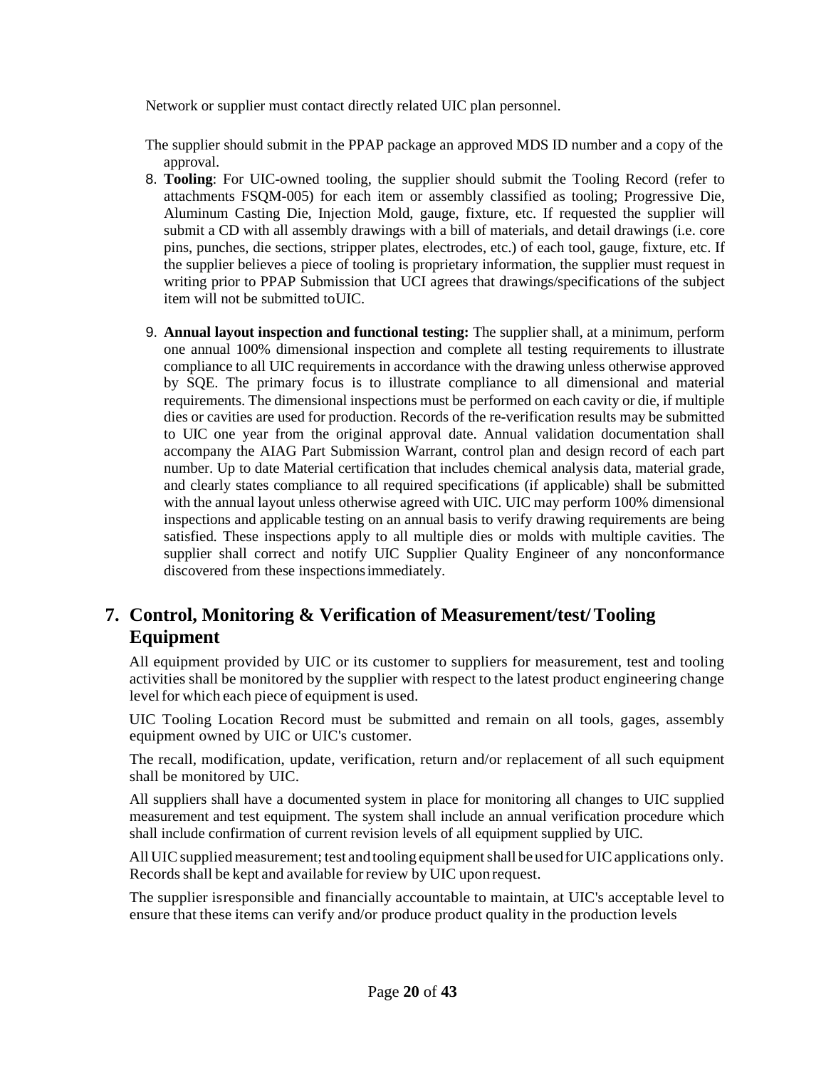Network or supplier must contact directly related UIC plan personnel.

The supplier should submit in the PPAP package an approved MDS ID number and a copy of the approval.

8. **Tooling**: For UIC-owned tooling, the supplier should submit the Tooling Record (refer to attachments FSQM-005) for each item or assembly classified as tooling; Progressive Die, Aluminum Casting Die, Injection Mold, gauge, fixture, etc. If requested the supplier will submit a CD with all assembly drawings with a bill of materials, and detail drawings (i.e. core pins, punches, die sections, stripper plates, electrodes, etc.) of each tool, gauge, fixture, etc. If the supplier believes a piece of tooling is proprietary information, the supplier must request in writing prior to PPAP Submission that UCI agrees that drawings/specifications of the subject item will not be submitted toUIC.

9. **Annual layout inspection and functional testing:** The supplier shall, at a minimum, perform one annual 100% dimensional inspection and complete all testing requirements to illustrate compliance to all UIC requirements in accordance with the drawing unless otherwise approved by SQE. The primary focus is to illustrate compliance to all dimensional and material requirements. The dimensional inspections must be performed on each cavity or die, if multiple dies or cavities are used for production. Records of the re-verification results may be submitted to UIC one year from the original approval date. Annual validation documentation shall accompany the AIAG Part Submission Warrant, control plan and design record of each part number. Up to date Material certification that includes chemical analysis data, material grade, and clearly states compliance to all required specifications (if applicable) shall be submitted with the annual layout unless otherwise agreed with UIC. UIC may perform 100% dimensional inspections and applicable testing on an annual basis to verify drawing requirements are being satisfied. These inspections apply to all multiple dies or molds with multiple cavities. The supplier shall correct and notify UIC Supplier Quality Engineer of any nonconformance discovered from these inspections immediately.

## 7. Control, Monitoring & Verification of Measurement/test/ Tooling Equipment

All equipment provided by UIC or its customer to suppliers for measurement, test and tooling activities shall be monitored by the supplier with respect to the latest product engineering change level for which each piece of equipment is used.

UIC Tooling Location Record must be submitted and remain on all tools, gages, assembly equipment owned by UIC or UIC's customer.

The recall, modification, update, verification, return and/or replacement of all such equipment shall be monitored by UIC.

All suppliers shall have a documented system in place for monitoring all changes to UIC supplied measurement and test equipment. The system shall include an annual verification procedure which shall include confirmation of current revision levels of all equipment supplied by UIC.

All UIC supplied measurement; test and tooling equipment shall be used for UIC applications only. Records shall be kept and available for review by UIC upon request.

The supplier isresponsible and financially accountable to maintain, at UIC's acceptable level to ensure that these items can verify and/or produce product quality in the production levels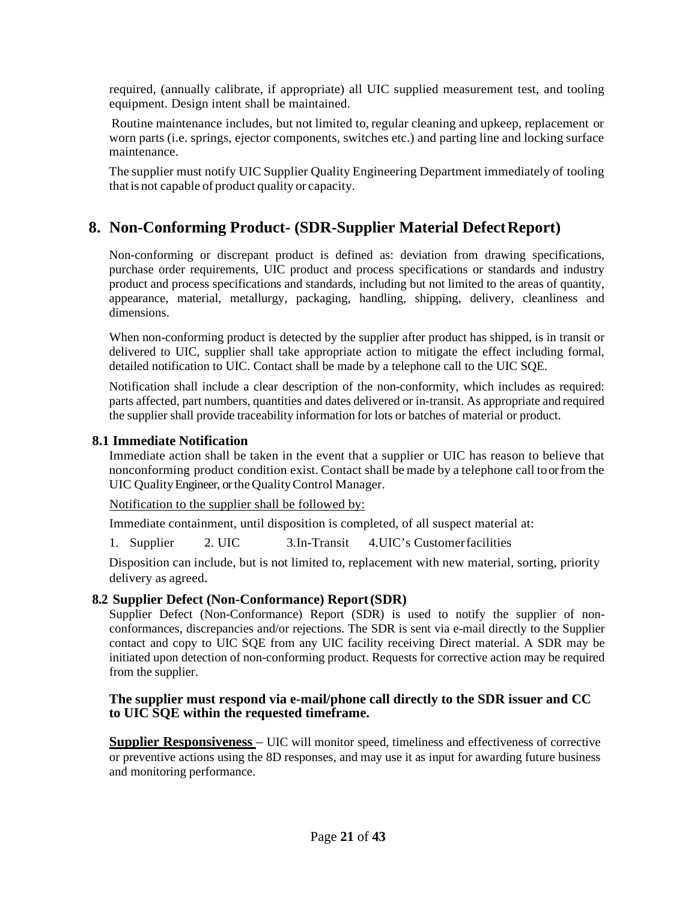required, (annually calibrate, if appropriate) all UIC supplied measurement test, and tooling equipment. Design intent shall be maintained.

Routine maintenance includes, but not limited to, regular cleaning and upkeep, replacement or worn parts (i.e. springs, ejector components, switches etc.) and parting line and locking surface maintenance.

The supplier must notify UIC Supplier Quality Engineering Department immediately of tooling that is not capable of product quality or capacity.

## 8. Non-Conforming Product- (SDR-Supplier Material Defect Report)

Non-conforming or discrepant product is defined as: deviation from drawing specifications, purchase order requirements, UIC product and process specifications or standards and industry product and process specifications and standards, including but not limited to the areas of quantity, appearance, material, metallurgy, packaging, handling, shipping, delivery, cleanliness and dimensions.

When non-conforming product is detected by the supplier after product has shipped, is in transit or delivered to UIC, supplier shall take appropriate action to mitigate the effect including formal, detailed notification to UIC. Contact shall be made by a telephone call to the UIC SQE.

Notification shall include a clear description of the non-conformity, which includes as required: parts affected, part numbers, quantities and dates delivered or in-transit. As appropriate and required the supplier shall provide traceability information for lots or batches of material or product.

### 8.1 Immediate Notification

Immediate action shall be taken in the event that a supplier or UIC has reason to believe that nonconforming product condition exist. Contact shall be made by a telephone call to or from the UIC Quality Engineer, or the Quality Control Manager.

<u>Notification to the supplier shall be followed by:</u>

Immediate containment, until disposition is completed, of all suspect material at:

1. Supplier 2. UIC 3. In-Transit 4. UIC's Customer facilities

Disposition can include, but is not limited to, replacement with new material, sorting, priority delivery as agreed.

### 8.2 Supplier Defect (Non-Conformance) Report (SDR)

Supplier Defect (Non-Conformance) Report (SDR) is used to notify the supplier of non-conformances, discrepancies and/or rejections. The SDR is sent via e-mail directly to the Supplier contact and copy to UIC SQE from any UIC facility receiving Direct material. A SDR may be initiated upon detection of non-conforming product. Requests for corrective action may be required from the supplier.

**The supplier must respond via e-mail/phone call directly to the SDR issuer and CC to UIC SQE within the requested timeframe.**

**<u>Supplier Responsiveness</u>** – UIC will monitor speed, timeliness and effectiveness of corrective or preventive actions using the 8D responses, and may use it as input for awarding future business and monitoring performance.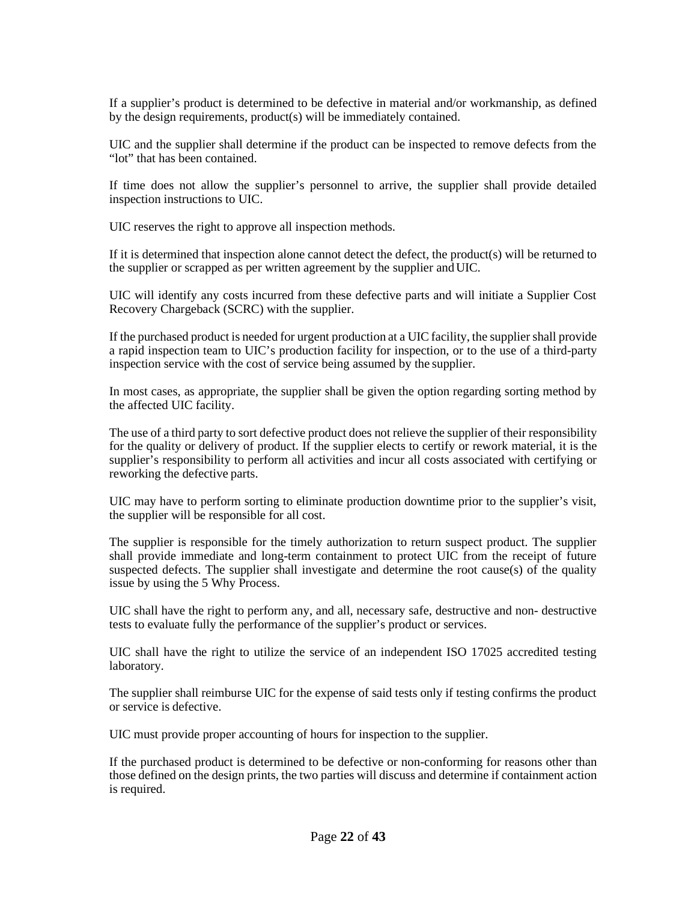If a supplier's product is determined to be defective in material and/or workmanship, as defined by the design requirements, product(s) will be immediately contained.

UIC and the supplier shall determine if the product can be inspected to remove defects from the "lot" that has been contained.

If time does not allow the supplier's personnel to arrive, the supplier shall provide detailed inspection instructions to UIC.

UIC reserves the right to approve all inspection methods.

If it is determined that inspection alone cannot detect the defect, the product(s) will be returned to the supplier or scrapped as per written agreement by the supplier and UIC.

UIC will identify any costs incurred from these defective parts and will initiate a Supplier Cost Recovery Chargeback (SCRC) with the supplier.

If the purchased product is needed for urgent production at a UIC facility, the supplier shall provide a rapid inspection team to UIC's production facility for inspection, or to the use of a third-party inspection service with the cost of service being assumed by the supplier.

In most cases, as appropriate, the supplier shall be given the option regarding sorting method by the affected UIC facility.

The use of a third party to sort defective product does not relieve the supplier of their responsibility for the quality or delivery of product. If the supplier elects to certify or rework material, it is the supplier's responsibility to perform all activities and incur all costs associated with certifying or reworking the defective parts.

UIC may have to perform sorting to eliminate production downtime prior to the supplier's visit, the supplier will be responsible for all cost.

The supplier is responsible for the timely authorization to return suspect product. The supplier shall provide immediate and long-term containment to protect UIC from the receipt of future suspected defects. The supplier shall investigate and determine the root cause(s) of the quality issue by using the 5 Why Process.

UIC shall have the right to perform any, and all, necessary safe, destructive and non- destructive tests to evaluate fully the performance of the supplier's product or services.

UIC shall have the right to utilize the service of an independent ISO 17025 accredited testing laboratory.

The supplier shall reimburse UIC for the expense of said tests only if testing confirms the product or service is defective.

UIC must provide proper accounting of hours for inspection to the supplier.

If the purchased product is determined to be defective or non-conforming for reasons other than those defined on the design prints, the two parties will discuss and determine if containment action is required.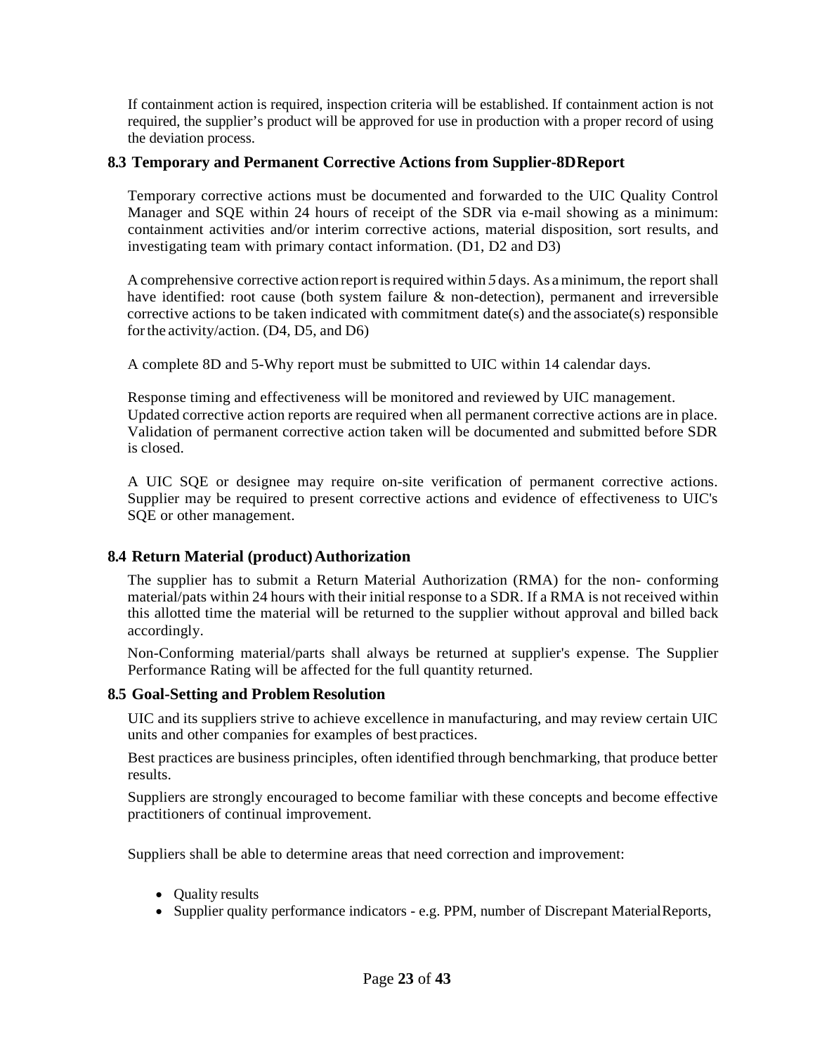If containment action is required, inspection criteria will be established. If containment action is not required, the supplier's product will be approved for use in production with a proper record of using the deviation process.

## 8.3 Temporary and Permanent Corrective Actions from Supplier-8D Report

Temporary corrective actions must be documented and forwarded to the UIC Quality Control Manager and SQE within 24 hours of receipt of the SDR via e-mail showing as a minimum: containment activities and/or interim corrective actions, material disposition, sort results, and investigating team with primary contact information. (D1, D2 and D3)

A comprehensive corrective action report is required within *5* days. As a minimum, the report shall have identified: root cause (both system failure & non-detection), permanent and irreversible corrective actions to be taken indicated with commitment date(s) and the associate(s) responsible for the activity/action. (D4, D5, and D6)

A complete 8D and 5-Why report must be submitted to UIC within 14 calendar days.

Response timing and effectiveness will be monitored and reviewed by UIC management. Updated corrective action reports are required when all permanent corrective actions are in place. Validation of permanent corrective action taken will be documented and submitted before SDR is closed.

A UIC SQE or designee may require on-site verification of permanent corrective actions. Supplier may be required to present corrective actions and evidence of effectiveness to UIC's SQE or other management.

## 8.4 Return Material (product) Authorization

The supplier has to submit a Return Material Authorization (RMA) for the non- conforming material/pats within 24 hours with their initial response to a SDR. If a RMA is not received within this allotted time the material will be returned to the supplier without approval and billed back accordingly.

Non-Conforming material/parts shall always be returned at supplier's expense. The Supplier Performance Rating will be affected for the full quantity returned.

## 8.5 Goal-Setting and Problem Resolution

UIC and its suppliers strive to achieve excellence in manufacturing, and may review certain UIC units and other companies for examples of best practices.

Best practices are business principles, often identified through benchmarking, that produce better results.

Suppliers are strongly encouraged to become familiar with these concepts and become effective practitioners of continual improvement.

Suppliers shall be able to determine areas that need correction and improvement:

- Quality results
- Supplier quality performance indicators - e.g. PPM, number of Discrepant Material Reports,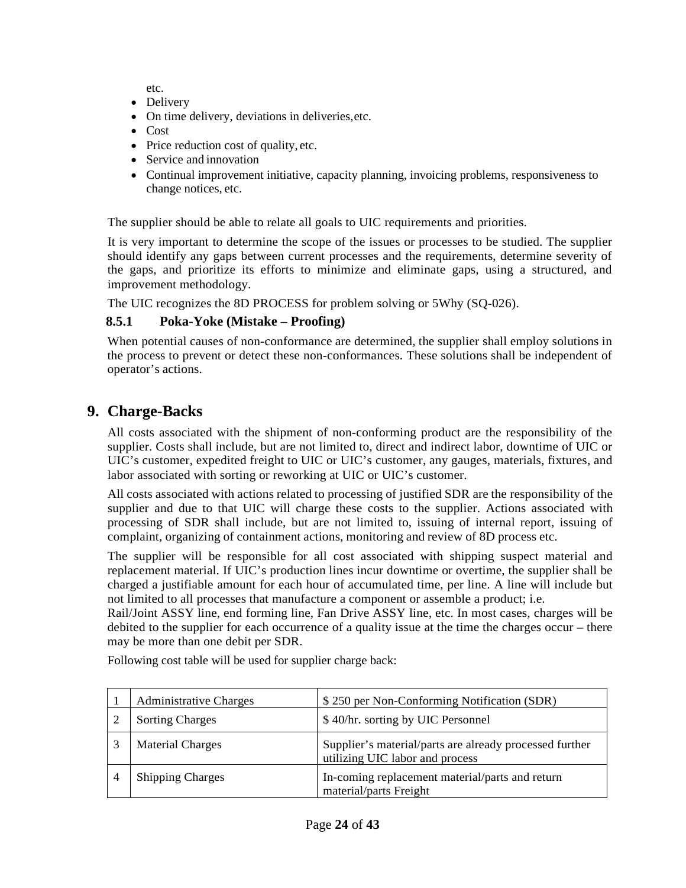etc.

- Delivery
- On time delivery, deviations in deliveries,etc.
- Cost
- Price reduction cost of quality, etc.
- Service and innovation
- Continual improvement initiative, capacity planning, invoicing problems, responsiveness to change notices, etc.

The supplier should be able to relate all goals to UIC requirements and priorities.

It is very important to determine the scope of the issues or processes to be studied. The supplier should identify any gaps between current processes and the requirements, determine severity of the gaps, and prioritize its efforts to minimize and eliminate gaps, using a structured, and improvement methodology.

The UIC recognizes the 8D PROCESS for problem solving or 5Why (SQ-026).

### 8.5.1 Poka-Yoke (Mistake – Proofing)

When potential causes of non-conformance are determined, the supplier shall employ solutions in the process to prevent or detect these non-conformances. These solutions shall be independent of operator's actions.

## 9. Charge-Backs

All costs associated with the shipment of non-conforming product are the responsibility of the supplier. Costs shall include, but are not limited to, direct and indirect labor, downtime of UIC or UIC's customer, expedited freight to UIC or UIC's customer, any gauges, materials, fixtures, and labor associated with sorting or reworking at UIC or UIC's customer.

All costs associated with actions related to processing of justified SDR are the responsibility of the supplier and due to that UIC will charge these costs to the supplier. Actions associated with processing of SDR shall include, but are not limited to, issuing of internal report, issuing of complaint, organizing of containment actions, monitoring and review of 8D process etc.

The supplier will be responsible for all cost associated with shipping suspect material and replacement material. If UIC's production lines incur downtime or overtime, the supplier shall be charged a justifiable amount for each hour of accumulated time, per line. A line will include but not limited to all processes that manufacture a component or assemble a product; i.e.
Rail/Joint ASSY line, end forming line, Fan Drive ASSY line, etc. In most cases, charges will be debited to the supplier for each occurrence of a quality issue at the time the charges occur – there may be more than one debit per SDR.

Following cost table will be used for supplier charge back:

| | | |
|---|---|---|
| 1 | Administrative Charges | $ 250 per Non-Conforming Notification (SDR) |
| 2 | Sorting Charges | $ 40/hr. sorting by UIC Personnel |
| 3 | Material Charges | Supplier's material/parts are already processed further utilizing UIC labor and process |
| 4 | Shipping Charges | In-coming replacement material/parts and return material/parts Freight |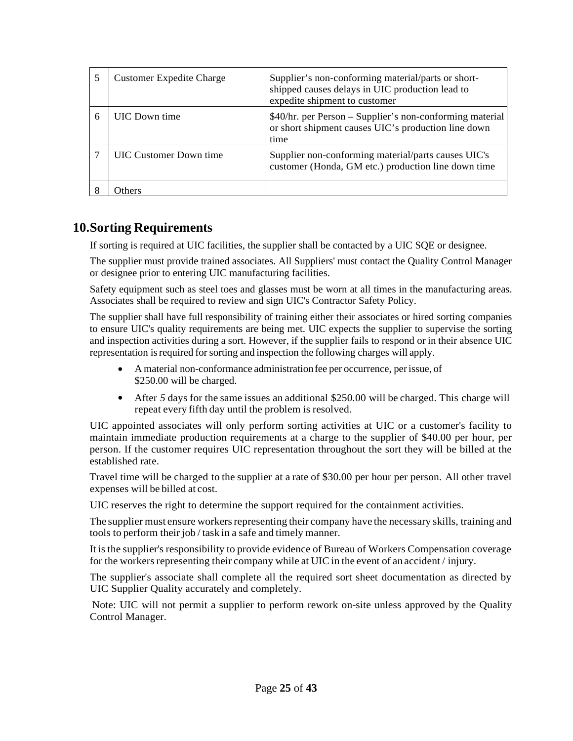| 5 | Customer Expedite Charge | Supplier's non-conforming material/parts or short-shipped causes delays in UIC production lead to expedite shipment to customer |
|---|---|---|
| 6 | UIC Down time | \$40/hr. per Person – Supplier's non-conforming material or short shipment causes UIC's production line down time |
| 7 | UIC Customer Down time | Supplier non-conforming material/parts causes UIC's customer (Honda, GM etc.) production line down time |
| 8 | Others | |

## 10. Sorting Requirements

If sorting is required at UIC facilities, the supplier shall be contacted by a UIC SQE or designee.

The supplier must provide trained associates. All Suppliers' must contact the Quality Control Manager or designee prior to entering UIC manufacturing facilities.

Safety equipment such as steel toes and glasses must be worn at all times in the manufacturing areas. Associates shall be required to review and sign UIC's Contractor Safety Policy.

The supplier shall have full responsibility of training either their associates or hired sorting companies to ensure UIC's quality requirements are being met. UIC expects the supplier to supervise the sorting and inspection activities during a sort. However, if the supplier fails to respond or in their absence UIC representation is required for sorting and inspection the following charges will apply.

- A material non-conformance administration fee per occurrence, per issue, of \$250.00 will be charged.
- After *5* days for the same issues an additional \$250.00 will be charged. This charge will repeat every fifth day until the problem is resolved.

UIC appointed associates will only perform sorting activities at UIC or a customer's facility to maintain immediate production requirements at a charge to the supplier of \$40.00 per hour, per person. If the customer requires UIC representation throughout the sort they will be billed at the established rate.

Travel time will be charged to the supplier at a rate of \$30.00 per hour per person. All other travel expenses will be billed at cost.

UIC reserves the right to determine the support required for the containment activities.

The supplier must ensure workers representing their company have the necessary skills, training and tools to perform their job / task in a safe and timely manner.

It is the supplier's responsibility to provide evidence of Bureau of Workers Compensation coverage for the workers representing their company while at UIC in the event of an accident / injury.

The supplier's associate shall complete all the required sort sheet documentation as directed by UIC Supplier Quality accurately and completely.

Note: UIC will not permit a supplier to perform rework on-site unless approved by the Quality Control Manager.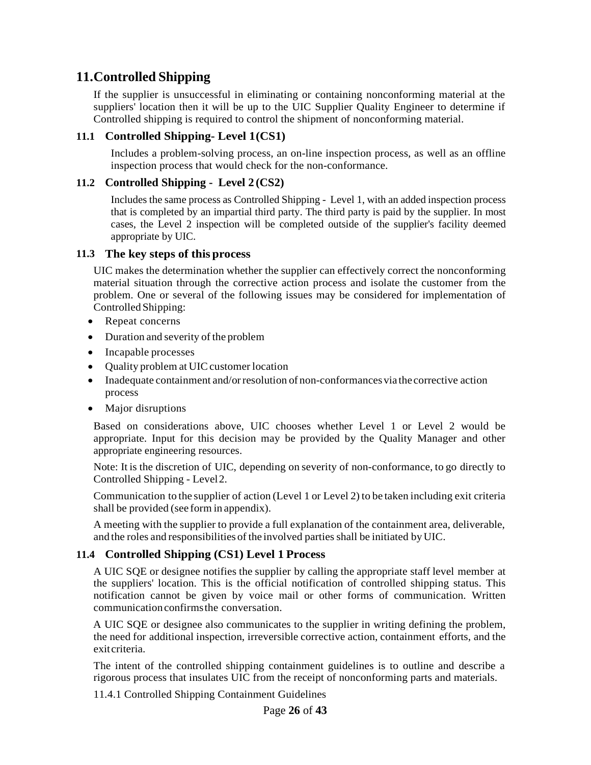# 11. Controlled Shipping

If the supplier is unsuccessful in eliminating or containing nonconforming material at the suppliers' location then it will be up to the UIC Supplier Quality Engineer to determine if Controlled shipping is required to control the shipment of nonconforming material.

## 11.1 Controlled Shipping- Level 1 (CS1)

Includes a problem-solving process, an on-line inspection process, as well as an offline inspection process that would check for the non-conformance.

## 11.2 Controlled Shipping - Level 2 (CS2)

Includes the same process as Controlled Shipping - Level 1, with an added inspection process that is completed by an impartial third party. The third party is paid by the supplier. In most cases, the Level 2 inspection will be completed outside of the supplier's facility deemed appropriate by UIC.

## 11.3 The key steps of this process

UIC makes the determination whether the supplier can effectively correct the nonconforming material situation through the corrective action process and isolate the customer from the problem. One or several of the following issues may be considered for implementation of Controlled Shipping:

- Repeat concerns
- Duration and severity of the problem
- Incapable processes
- Quality problem at UIC customer location
- Inadequate containment and/or resolution of non-conformances via the corrective action process
- Major disruptions

Based on considerations above, UIC chooses whether Level 1 or Level 2 would be appropriate. Input for this decision may be provided by the Quality Manager and other appropriate engineering resources.

Note: It is the discretion of UIC, depending on severity of non-conformance, to go directly to Controlled Shipping - Level 2.

Communication to the supplier of action (Level 1 or Level 2) to be taken including exit criteria shall be provided (see form in appendix).

A meeting with the supplier to provide a full explanation of the containment area, deliverable, and the roles and responsibilities of the involved parties shall be initiated by UIC.

## 11.4 Controlled Shipping (CS1) Level 1 Process

A UIC SQE or designee notifies the supplier by calling the appropriate staff level member at the suppliers' location. This is the official notification of controlled shipping status. This notification cannot be given by voice mail or other forms of communication. Written communication confirms the conversation.

A UIC SQE or designee also communicates to the supplier in writing defining the problem, the need for additional inspection, irreversible corrective action, containment efforts, and the exit criteria.

The intent of the controlled shipping containment guidelines is to outline and describe a rigorous process that insulates UIC from the receipt of nonconforming parts and materials.

11.4.1 Controlled Shipping Containment Guidelines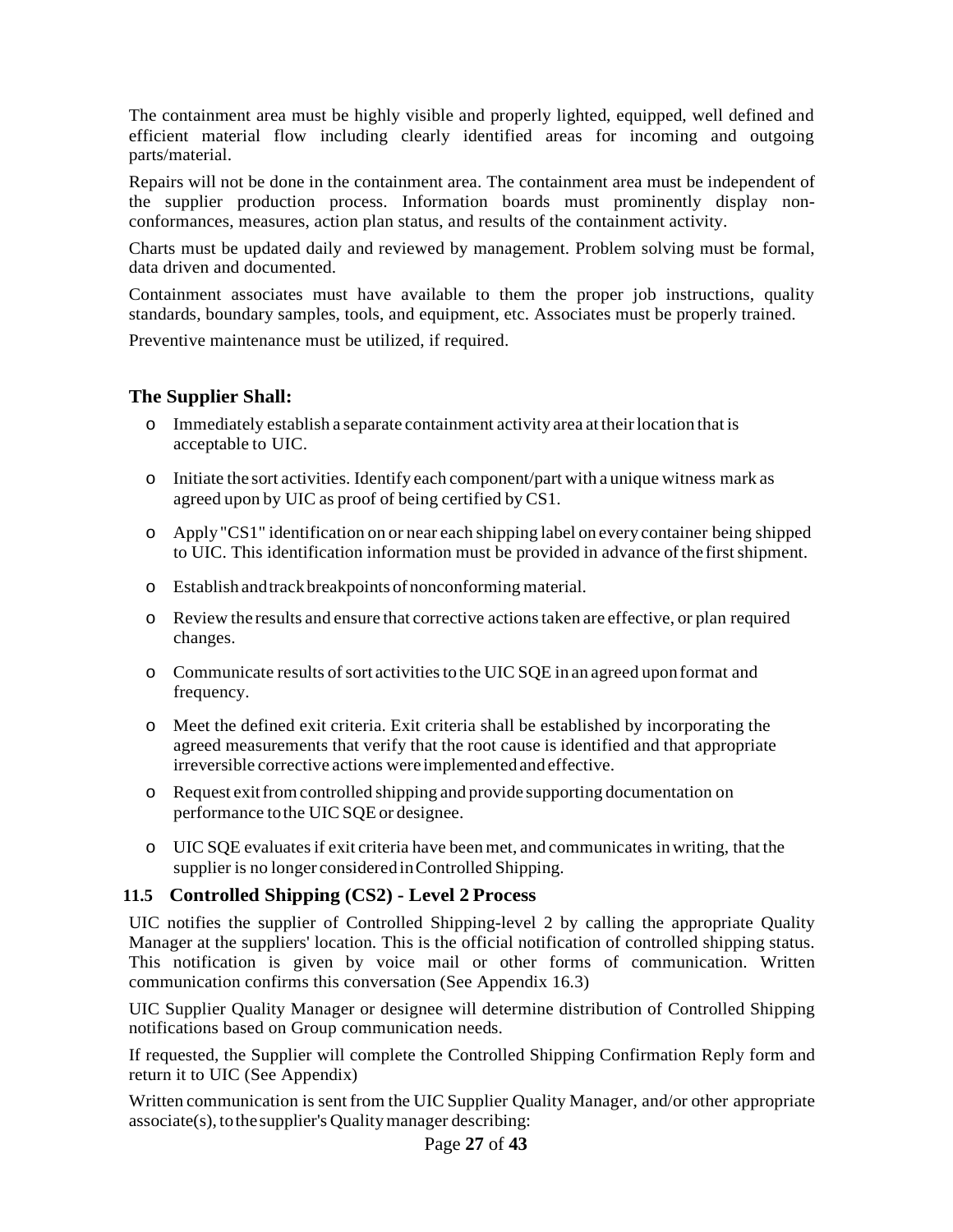The containment area must be highly visible and properly lighted, equipped, well defined and efficient material flow including clearly identified areas for incoming and outgoing parts/material.

Repairs will not be done in the containment area. The containment area must be independent of the supplier production process. Information boards must prominently display non-conformances, measures, action plan status, and results of the containment activity.

Charts must be updated daily and reviewed by management. Problem solving must be formal, data driven and documented.

Containment associates must have available to them the proper job instructions, quality standards, boundary samples, tools, and equipment, etc. Associates must be properly trained.

Preventive maintenance must be utilized, if required.

### The Supplier Shall:

- Immediately establish a separate containment activity area at their location that is acceptable to UIC.
- Initiate the sort activities. Identify each component/part with a unique witness mark as agreed upon by UIC as proof of being certified by CS1.
- Apply "CS1" identification on or near each shipping label on every container being shipped to UIC. This identification information must be provided in advance of the first shipment.
- Establish and track breakpoints of nonconforming material.
- Review the results and ensure that corrective actions taken are effective, or plan required changes.
- Communicate results of sort activities to the UIC SQE in an agreed upon format and frequency.
- Meet the defined exit criteria. Exit criteria shall be established by incorporating the agreed measurements that verify that the root cause is identified and that appropriate irreversible corrective actions were implemented and effective.
- Request exit from controlled shipping and provide supporting documentation on performance to the UIC SQE or designee.
- UIC SQE evaluates if exit criteria have been met, and communicates in writing, that the supplier is no longer considered in Controlled Shipping.

## 11.5 Controlled Shipping (CS2) - Level 2 Process

UIC notifies the supplier of Controlled Shipping-level 2 by calling the appropriate Quality Manager at the suppliers' location. This is the official notification of controlled shipping status. This notification is given by voice mail or other forms of communication. Written communication confirms this conversation (See Appendix 16.3)

UIC Supplier Quality Manager or designee will determine distribution of Controlled Shipping notifications based on Group communication needs.

If requested, the Supplier will complete the Controlled Shipping Confirmation Reply form and return it to UIC (See Appendix)

Written communication is sent from the UIC Supplier Quality Manager, and/or other appropriate associate(s), to the supplier's Quality manager describing: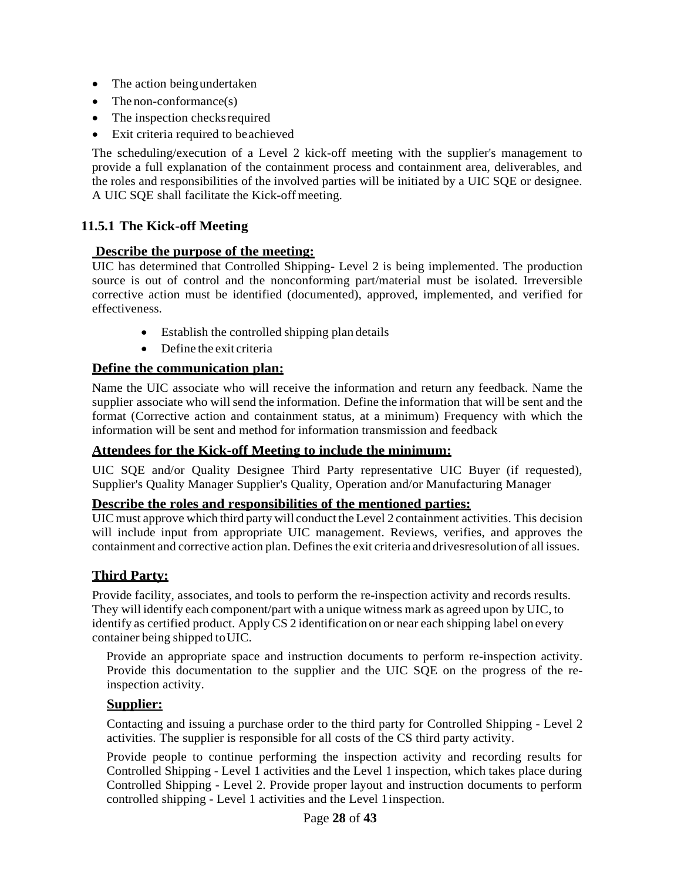- The action being undertaken
- The non-conformance(s)
- The inspection checks required
- Exit criteria required to be achieved

The scheduling/execution of a Level 2 kick-off meeting with the supplier's management to provide a full explanation of the containment process and containment area, deliverables, and the roles and responsibilities of the involved parties will be initiated by a UIC SQE or designee. A UIC SQE shall facilitate the Kick-off meeting.

### 11.5.1 The Kick-off Meeting

**Describe the purpose of the meeting:**

UIC has determined that Controlled Shipping- Level 2 is being implemented. The production source is out of control and the nonconforming part/material must be isolated. Irreversible corrective action must be identified (documented), approved, implemented, and verified for effectiveness.

- Establish the controlled shipping plan details
- Define the exit criteria

**Define the communication plan:**

Name the UIC associate who will receive the information and return any feedback. Name the supplier associate who will send the information. Define the information that will be sent and the format (Corrective action and containment status, at a minimum) Frequency with which the information will be sent and method for information transmission and feedback

**Attendees for the Kick-off Meeting to include the minimum:**

UIC SQE and/or Quality Designee Third Party representative UIC Buyer (if requested), Supplier's Quality Manager Supplier's Quality, Operation and/or Manufacturing Manager

**Describe the roles and responsibilities of the mentioned parties:**

UIC must approve which third party will conduct the Level 2 containment activities. This decision will include input from appropriate UIC management. Reviews, verifies, and approves the containment and corrective action plan. Defines the exit criteria and drives resolution of all issues.

**Third Party:**

Provide facility, associates, and tools to perform the re-inspection activity and records results. They will identify each component/part with a unique witness mark as agreed upon by UIC, to identify as certified product. Apply CS 2 identification on or near each shipping label on every container being shipped to UIC.

Provide an appropriate space and instruction documents to perform re-inspection activity. Provide this documentation to the supplier and the UIC SQE on the progress of the re-inspection activity.

**Supplier:**

Contacting and issuing a purchase order to the third party for Controlled Shipping - Level 2 activities. The supplier is responsible for all costs of the CS third party activity.

Provide people to continue performing the inspection activity and recording results for Controlled Shipping - Level 1 activities and the Level 1 inspection, which takes place during Controlled Shipping - Level 2. Provide proper layout and instruction documents to perform controlled shipping - Level 1 activities and the Level 1 inspection.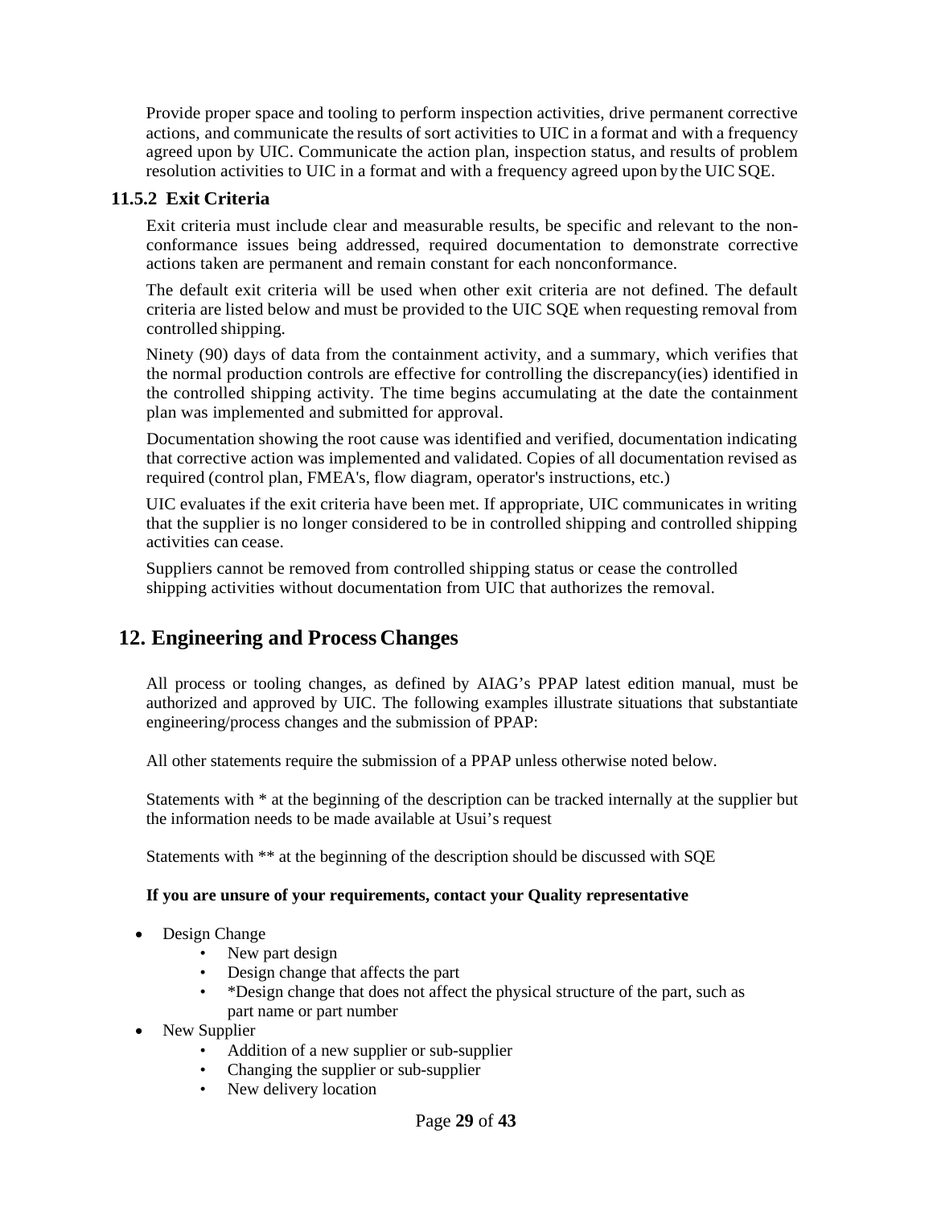Provide proper space and tooling to perform inspection activities, drive permanent corrective actions, and communicate the results of sort activities to UIC in a format and with a frequency agreed upon by UIC. Communicate the action plan, inspection status, and results of problem resolution activities to UIC in a format and with a frequency agreed upon by the UIC SQE.

### 11.5.2 Exit Criteria

Exit criteria must include clear and measurable results, be specific and relevant to the non-conformance issues being addressed, required documentation to demonstrate corrective actions taken are permanent and remain constant for each nonconformance.

The default exit criteria will be used when other exit criteria are not defined. The default criteria are listed below and must be provided to the UIC SQE when requesting removal from controlled shipping.

Ninety (90) days of data from the containment activity, and a summary, which verifies that the normal production controls are effective for controlling the discrepancy(ies) identified in the controlled shipping activity. The time begins accumulating at the date the containment plan was implemented and submitted for approval.

Documentation showing the root cause was identified and verified, documentation indicating that corrective action was implemented and validated. Copies of all documentation revised as required (control plan, FMEA's, flow diagram, operator's instructions, etc.)

UIC evaluates if the exit criteria have been met. If appropriate, UIC communicates in writing that the supplier is no longer considered to be in controlled shipping and controlled shipping activities can cease.

Suppliers cannot be removed from controlled shipping status or cease the controlled shipping activities without documentation from UIC that authorizes the removal.

## 12. Engineering and Process Changes

All process or tooling changes, as defined by AIAG's PPAP latest edition manual, must be authorized and approved by UIC. The following examples illustrate situations that substantiate engineering/process changes and the submission of PPAP:

All other statements require the submission of a PPAP unless otherwise noted below.

Statements with * at the beginning of the description can be tracked internally at the supplier but the information needs to be made available at Usui's request

Statements with ** at the beginning of the description should be discussed with SQE

**If you are unsure of your requirements, contact your Quality representative**

- Design Change
  - New part design
  - Design change that affects the part
  - *Design change that does not affect the physical structure of the part, such as part name or part number
- New Supplier
  - Addition of a new supplier or sub-supplier
  - Changing the supplier or sub-supplier
  - New delivery location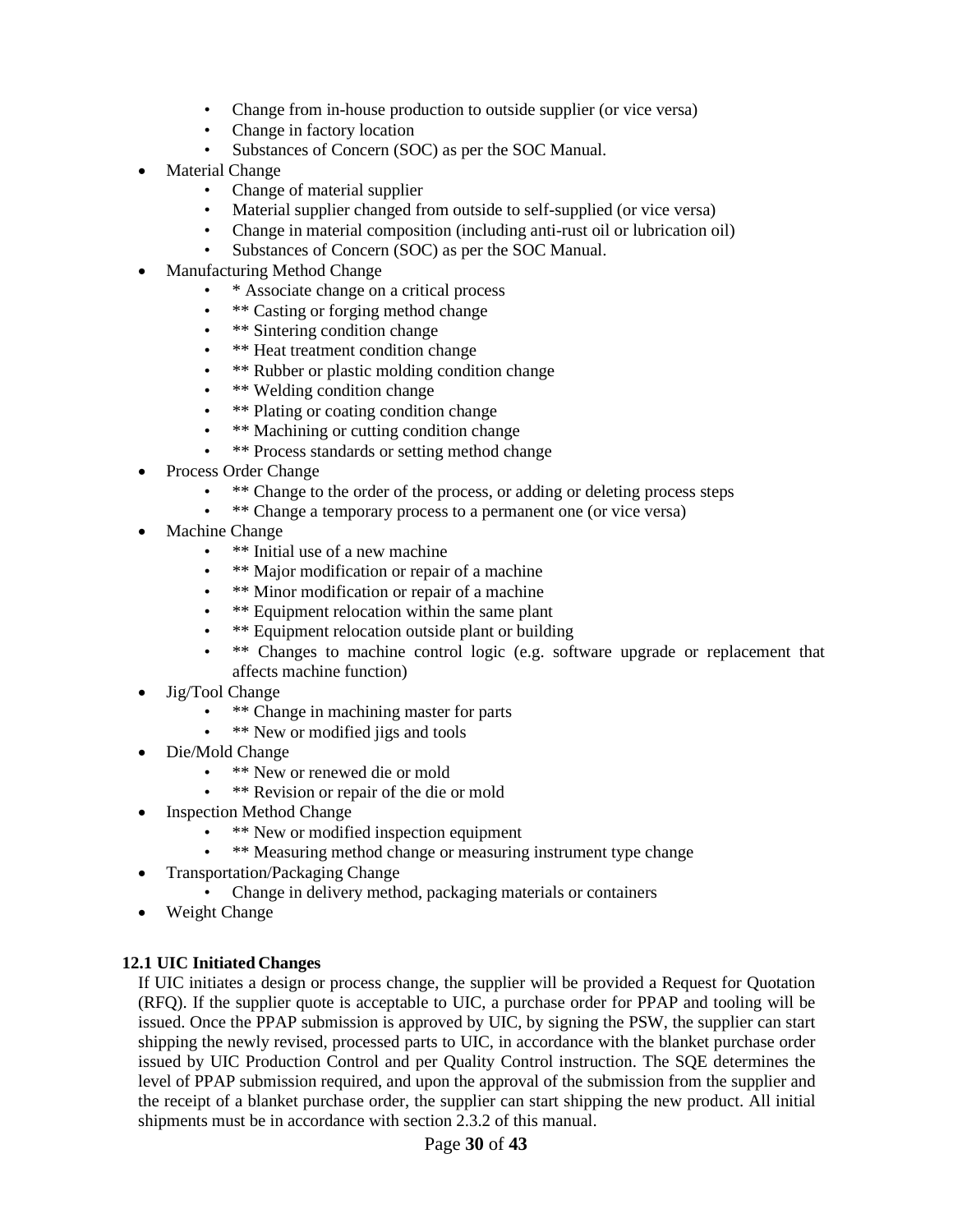- Change from in-house production to outside supplier (or vice versa)
  - Change in factory location
  - Substances of Concern (SOC) as per the SOC Manual.
- Material Change
  - Change of material supplier
  - Material supplier changed from outside to self-supplied (or vice versa)
  - Change in material composition (including anti-rust oil or lubrication oil)
  - Substances of Concern (SOC) as per the SOC Manual.
- Manufacturing Method Change
  - * Associate change on a critical process
  - ** Casting or forging method change
  - ** Sintering condition change
  - ** Heat treatment condition change
  - ** Rubber or plastic molding condition change
  - ** Welding condition change
  - ** Plating or coating condition change
  - ** Machining or cutting condition change
  - ** Process standards or setting method change
- Process Order Change
  - ** Change to the order of the process, or adding or deleting process steps
  - ** Change a temporary process to a permanent one (or vice versa)
- Machine Change
  - ** Initial use of a new machine
  - ** Major modification or repair of a machine
  - ** Minor modification or repair of a machine
  - ** Equipment relocation within the same plant
  - ** Equipment relocation outside plant or building
  - ** Changes to machine control logic (e.g. software upgrade or replacement that affects machine function)
- Jig/Tool Change
  - ** Change in machining master for parts
  - ** New or modified jigs and tools
- Die/Mold Change
  - ** New or renewed die or mold
  - ** Revision or repair of the die or mold
- Inspection Method Change
  - ** New or modified inspection equipment
  - ** Measuring method change or measuring instrument type change
- Transportation/Packaging Change
  - Change in delivery method, packaging materials or containers
- Weight Change

### 12.1 UIC Initiated Changes

If UIC initiates a design or process change, the supplier will be provided a Request for Quotation (RFQ). If the supplier quote is acceptable to UIC, a purchase order for PPAP and tooling will be issued. Once the PPAP submission is approved by UIC, by signing the PSW, the supplier can start shipping the newly revised, processed parts to UIC, in accordance with the blanket purchase order issued by UIC Production Control and per Quality Control instruction. The SQE determines the level of PPAP submission required, and upon the approval of the submission from the supplier and the receipt of a blanket purchase order, the supplier can start shipping the new product. All initial shipments must be in accordance with section 2.3.2 of this manual.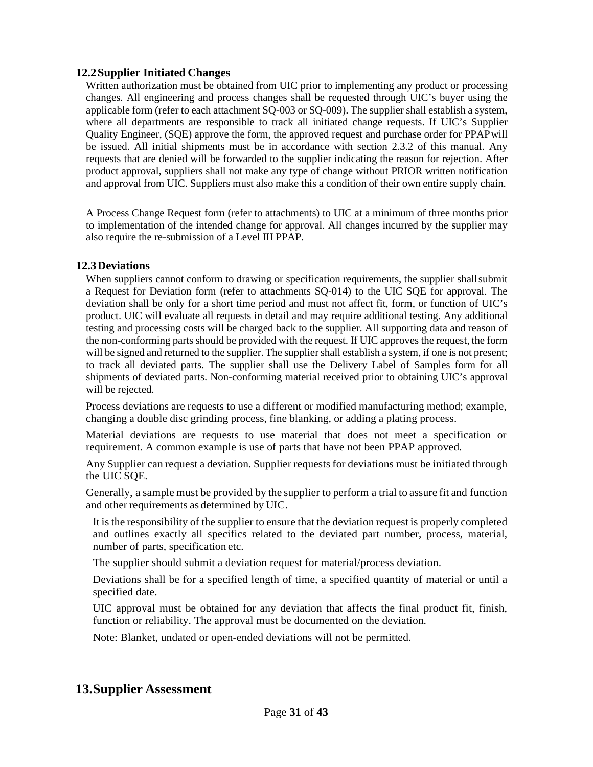### 12.2 Supplier Initiated Changes

Written authorization must be obtained from UIC prior to implementing any product or processing changes. All engineering and process changes shall be requested through UIC's buyer using the applicable form (refer to each attachment SQ-003 or SQ-009). The supplier shall establish a system, where all departments are responsible to track all initiated change requests. If UIC's Supplier Quality Engineer, (SQE) approve the form, the approved request and purchase order for PPAP will be issued. All initial shipments must be in accordance with section 2.3.2 of this manual. Any requests that are denied will be forwarded to the supplier indicating the reason for rejection. After product approval, suppliers shall not make any type of change without PRIOR written notification and approval from UIC. Suppliers must also make this a condition of their own entire supply chain.

A Process Change Request form (refer to attachments) to UIC at a minimum of three months prior to implementation of the intended change for approval. All changes incurred by the supplier may also require the re-submission of a Level III PPAP.

### 12.3 Deviations

When suppliers cannot conform to drawing or specification requirements, the supplier shall submit a Request for Deviation form (refer to attachments SQ-014) to the UIC SQE for approval. The deviation shall be only for a short time period and must not affect fit, form, or function of UIC's product. UIC will evaluate all requests in detail and may require additional testing. Any additional testing and processing costs will be charged back to the supplier. All supporting data and reason of the non-conforming parts should be provided with the request. If UIC approves the request, the form will be signed and returned to the supplier. The supplier shall establish a system, if one is not present; to track all deviated parts. The supplier shall use the Delivery Label of Samples form for all shipments of deviated parts. Non-conforming material received prior to obtaining UIC's approval will be rejected.

Process deviations are requests to use a different or modified manufacturing method; example, changing a double disc grinding process, fine blanking, or adding a plating process.

Material deviations are requests to use material that does not meet a specification or requirement. A common example is use of parts that have not been PPAP approved.

Any Supplier can request a deviation. Supplier requests for deviations must be initiated through the UIC SQE.

Generally, a sample must be provided by the supplier to perform a trial to assure fit and function and other requirements as determined by UIC.

It is the responsibility of the supplier to ensure that the deviation request is properly completed and outlines exactly all specifics related to the deviated part number, process, material, number of parts, specification etc.

The supplier should submit a deviation request for material/process deviation.

Deviations shall be for a specified length of time, a specified quantity of material or until a specified date.

UIC approval must be obtained for any deviation that affects the final product fit, finish, function or reliability. The approval must be documented on the deviation.

Note: Blanket, undated or open-ended deviations will not be permitted.

## 13. Supplier Assessment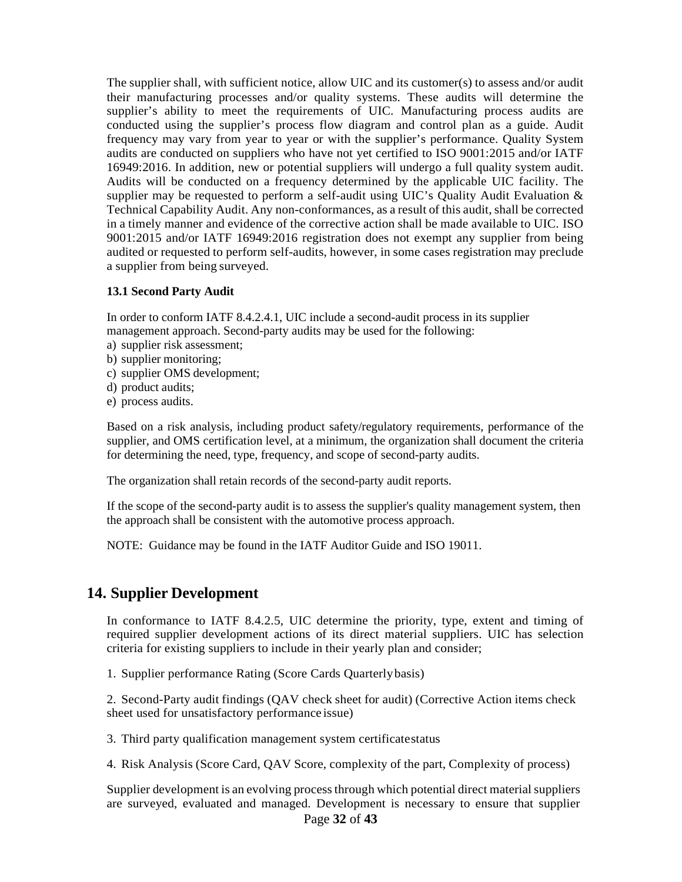The supplier shall, with sufficient notice, allow UIC and its customer(s) to assess and/or audit their manufacturing processes and/or quality systems. These audits will determine the supplier's ability to meet the requirements of UIC. Manufacturing process audits are conducted using the supplier's process flow diagram and control plan as a guide. Audit frequency may vary from year to year or with the supplier's performance. Quality System audits are conducted on suppliers who have not yet certified to ISO 9001:2015 and/or IATF 16949:2016. In addition, new or potential suppliers will undergo a full quality system audit. Audits will be conducted on a frequency determined by the applicable UIC facility. The supplier may be requested to perform a self-audit using UIC's Quality Audit Evaluation & Technical Capability Audit. Any non-conformances, as a result of this audit, shall be corrected in a timely manner and evidence of the corrective action shall be made available to UIC. ISO 9001:2015 and/or IATF 16949:2016 registration does not exempt any supplier from being audited or requested to perform self-audits, however, in some cases registration may preclude a supplier from being surveyed.

### 13.1 Second Party Audit

In order to conform IATF 8.4.2.4.1, UIC include a second-audit process in its supplier management approach. Second-party audits may be used for the following:

a) supplier risk assessment;
b) supplier monitoring;
c) supplier OMS development;
d) product audits;
e) process audits.

Based on a risk analysis, including product safety/regulatory requirements, performance of the supplier, and OMS certification level, at a minimum, the organization shall document the criteria for determining the need, type, frequency, and scope of second-party audits.

The organization shall retain records of the second-party audit reports.

If the scope of the second-party audit is to assess the supplier's quality management system, then the approach shall be consistent with the automotive process approach.

NOTE: Guidance may be found in the IATF Auditor Guide and ISO 19011.

## 14. Supplier Development

In conformance to IATF 8.4.2.5, UIC determine the priority, type, extent and timing of required supplier development actions of its direct material suppliers. UIC has selection criteria for existing suppliers to include in their yearly plan and consider;

1. Supplier performance Rating (Score Cards Quarterly basis)

2. Second-Party audit findings (QAV check sheet for audit) (Corrective Action items check sheet used for unsatisfactory performance issue)

3. Third party qualification management system certificate status

4. Risk Analysis (Score Card, QAV Score, complexity of the part, Complexity of process)

Supplier development is an evolving process through which potential direct material suppliers are surveyed, evaluated and managed. Development is necessary to ensure that supplier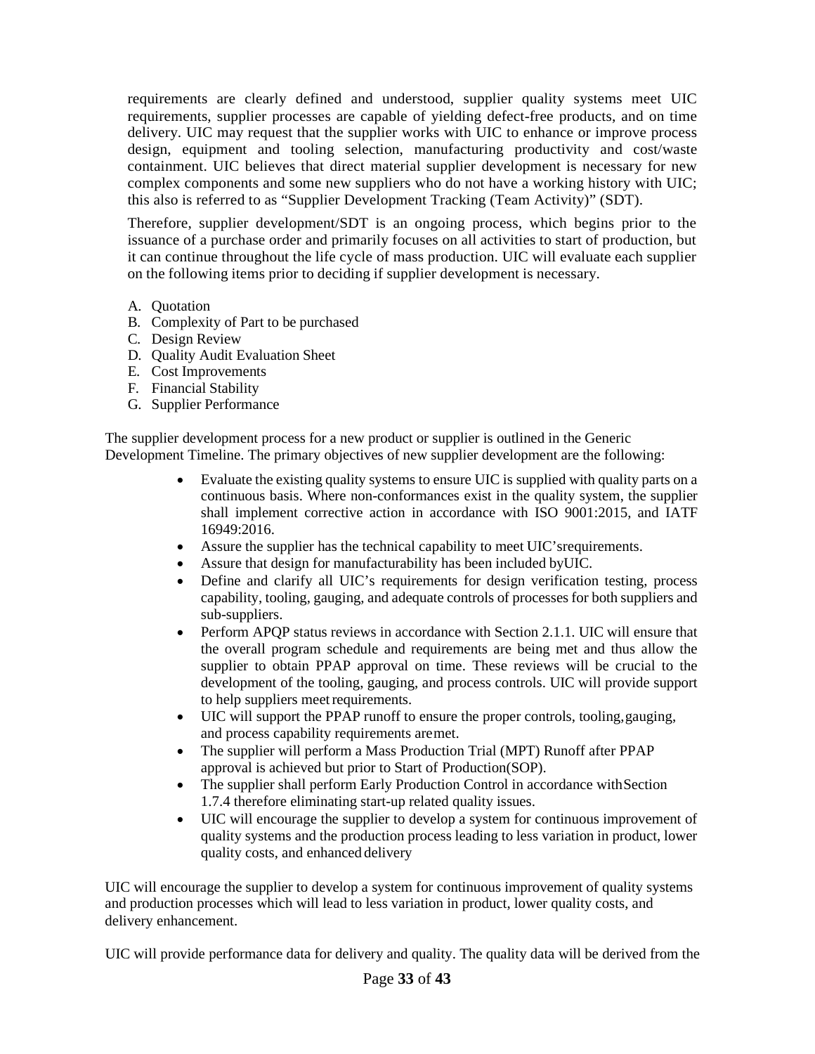requirements are clearly defined and understood, supplier quality systems meet UIC requirements, supplier processes are capable of yielding defect-free products, and on time delivery. UIC may request that the supplier works with UIC to enhance or improve process design, equipment and tooling selection, manufacturing productivity and cost/waste containment. UIC believes that direct material supplier development is necessary for new complex components and some new suppliers who do not have a working history with UIC; this also is referred to as "Supplier Development Tracking (Team Activity)" (SDT).

Therefore, supplier development/SDT is an ongoing process, which begins prior to the issuance of a purchase order and primarily focuses on all activities to start of production, but it can continue throughout the life cycle of mass production. UIC will evaluate each supplier on the following items prior to deciding if supplier development is necessary.

A. Quotation
B. Complexity of Part to be purchased
C. Design Review
D. Quality Audit Evaluation Sheet
E. Cost Improvements
F. Financial Stability
G. Supplier Performance

The supplier development process for a new product or supplier is outlined in the Generic Development Timeline. The primary objectives of new supplier development are the following:

- Evaluate the existing quality systems to ensure UIC is supplied with quality parts on a continuous basis. Where non-conformances exist in the quality system, the supplier shall implement corrective action in accordance with ISO 9001:2015, and IATF 16949:2016.
- Assure the supplier has the technical capability to meet UIC'srequirements.
- Assure that design for manufacturability has been included byUIC.
- Define and clarify all UIC's requirements for design verification testing, process capability, tooling, gauging, and adequate controls of processes for both suppliers and sub-suppliers.
- Perform APQP status reviews in accordance with Section 2.1.1. UIC will ensure that the overall program schedule and requirements are being met and thus allow the supplier to obtain PPAP approval on time. These reviews will be crucial to the development of the tooling, gauging, and process controls. UIC will provide support to help suppliers meet requirements.
- UIC will support the PPAP runoff to ensure the proper controls, tooling,gauging, and process capability requirements aremet.
- The supplier will perform a Mass Production Trial (MPT) Runoff after PPAP approval is achieved but prior to Start of Production(SOP).
- The supplier shall perform Early Production Control in accordance withSection 1.7.4 therefore eliminating start-up related quality issues.
- UIC will encourage the supplier to develop a system for continuous improvement of quality systems and the production process leading to less variation in product, lower quality costs, and enhanced delivery

UIC will encourage the supplier to develop a system for continuous improvement of quality systems and production processes which will lead to less variation in product, lower quality costs, and delivery enhancement.

UIC will provide performance data for delivery and quality. The quality data will be derived from the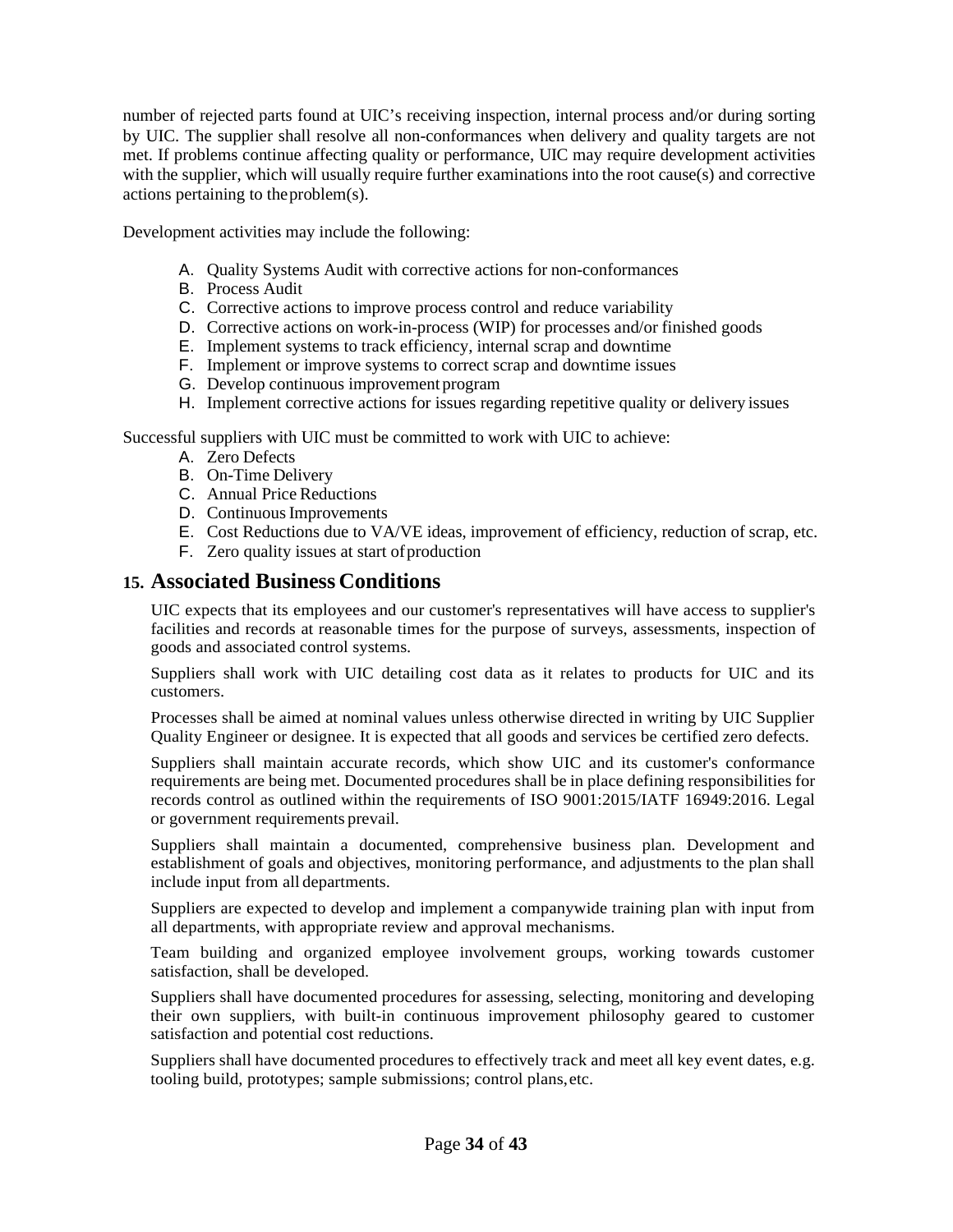number of rejected parts found at UIC's receiving inspection, internal process and/or during sorting by UIC. The supplier shall resolve all non-conformances when delivery and quality targets are not met. If problems continue affecting quality or performance, UIC may require development activities with the supplier, which will usually require further examinations into the root cause(s) and corrective actions pertaining to the problem(s).

Development activities may include the following:

A. Quality Systems Audit with corrective actions for non-conformances
B. Process Audit
C. Corrective actions to improve process control and reduce variability
D. Corrective actions on work-in-process (WIP) for processes and/or finished goods
E. Implement systems to track efficiency, internal scrap and downtime
F. Implement or improve systems to correct scrap and downtime issues
G. Develop continuous improvement program
H. Implement corrective actions for issues regarding repetitive quality or delivery issues

Successful suppliers with UIC must be committed to work with UIC to achieve:

A. Zero Defects
B. On-Time Delivery
C. Annual Price Reductions
D. Continuous Improvements
E. Cost Reductions due to VA/VE ideas, improvement of efficiency, reduction of scrap, etc.
F. Zero quality issues at start of production

## 15. Associated Business Conditions

UIC expects that its employees and our customer's representatives will have access to supplier's facilities and records at reasonable times for the purpose of surveys, assessments, inspection of goods and associated control systems.

Suppliers shall work with UIC detailing cost data as it relates to products for UIC and its customers.

Processes shall be aimed at nominal values unless otherwise directed in writing by UIC Supplier Quality Engineer or designee. It is expected that all goods and services be certified zero defects.

Suppliers shall maintain accurate records, which show UIC and its customer's conformance requirements are being met. Documented procedures shall be in place defining responsibilities for records control as outlined within the requirements of ISO 9001:2015/IATF 16949:2016. Legal or government requirements prevail.

Suppliers shall maintain a documented, comprehensive business plan. Development and establishment of goals and objectives, monitoring performance, and adjustments to the plan shall include input from all departments.

Suppliers are expected to develop and implement a companywide training plan with input from all departments, with appropriate review and approval mechanisms.

Team building and organized employee involvement groups, working towards customer satisfaction, shall be developed.

Suppliers shall have documented procedures for assessing, selecting, monitoring and developing their own suppliers, with built-in continuous improvement philosophy geared to customer satisfaction and potential cost reductions.

Suppliers shall have documented procedures to effectively track and meet all key event dates, e.g. tooling build, prototypes; sample submissions; control plans, etc.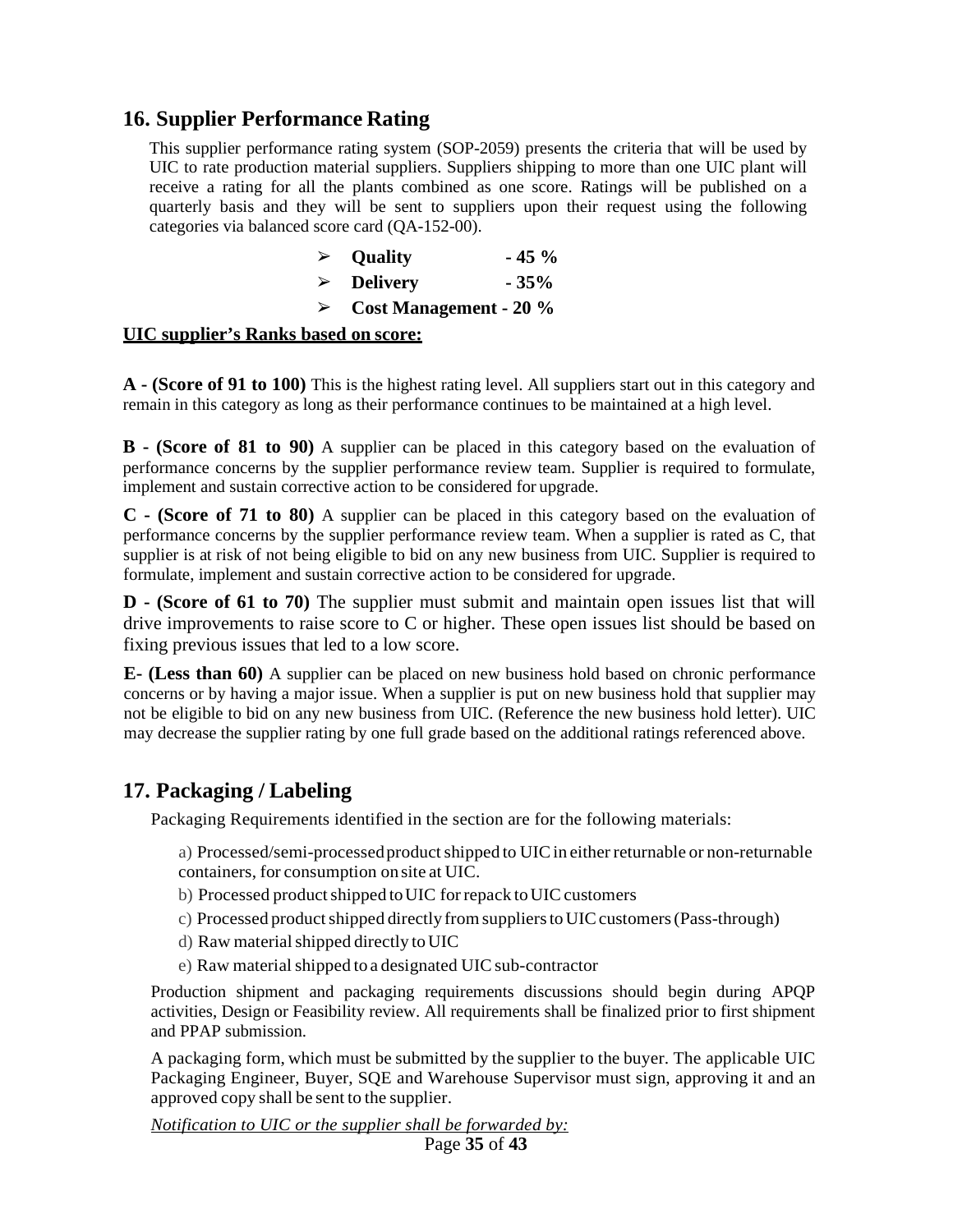## 16. Supplier Performance Rating

This supplier performance rating system (SOP-2059) presents the criteria that will be used by UIC to rate production material suppliers. Suppliers shipping to more than one UIC plant will receive a rating for all the plants combined as one score. Ratings will be published on a quarterly basis and they will be sent to suppliers upon their request using the following categories via balanced score card (QA-152-00).

- **Quality - 45 %**
- **Delivery - 35%**
- **Cost Management - 20 %**

**UIC supplier's Ranks based on score:**

**A - (Score of 91 to 100)** This is the highest rating level. All suppliers start out in this category and remain in this category as long as their performance continues to be maintained at a high level.

**B - (Score of 81 to 90)** A supplier can be placed in this category based on the evaluation of performance concerns by the supplier performance review team. Supplier is required to formulate, implement and sustain corrective action to be considered for upgrade.

**C - (Score of 71 to 80)** A supplier can be placed in this category based on the evaluation of performance concerns by the supplier performance review team. When a supplier is rated as C, that supplier is at risk of not being eligible to bid on any new business from UIC. Supplier is required to formulate, implement and sustain corrective action to be considered for upgrade.

**D - (Score of 61 to 70)** The supplier must submit and maintain open issues list that will drive improvements to raise score to C or higher. These open issues list should be based on fixing previous issues that led to a low score.

**E- (Less than 60)** A supplier can be placed on new business hold based on chronic performance concerns or by having a major issue. When a supplier is put on new business hold that supplier may not be eligible to bid on any new business from UIC. (Reference the new business hold letter). UIC may decrease the supplier rating by one full grade based on the additional ratings referenced above.

## 17. Packaging / Labeling

Packaging Requirements identified in the section are for the following materials:

a) Processed/semi-processed product shipped to UIC in either returnable or non-returnable containers, for consumption on site at UIC.
b) Processed product shipped to UIC for repack to UIC customers
c) Processed product shipped directly from suppliers to UIC customers (Pass-through)
d) Raw material shipped directly to UIC
e) Raw material shipped to a designated UIC sub-contractor

Production shipment and packaging requirements discussions should begin during APQP activities, Design or Feasibility review. All requirements shall be finalized prior to first shipment and PPAP submission.

A packaging form, which must be submitted by the supplier to the buyer. The applicable UIC Packaging Engineer, Buyer, SQE and Warehouse Supervisor must sign, approving it and an approved copy shall be sent to the supplier.

*Notification to UIC or the supplier shall be forwarded by:*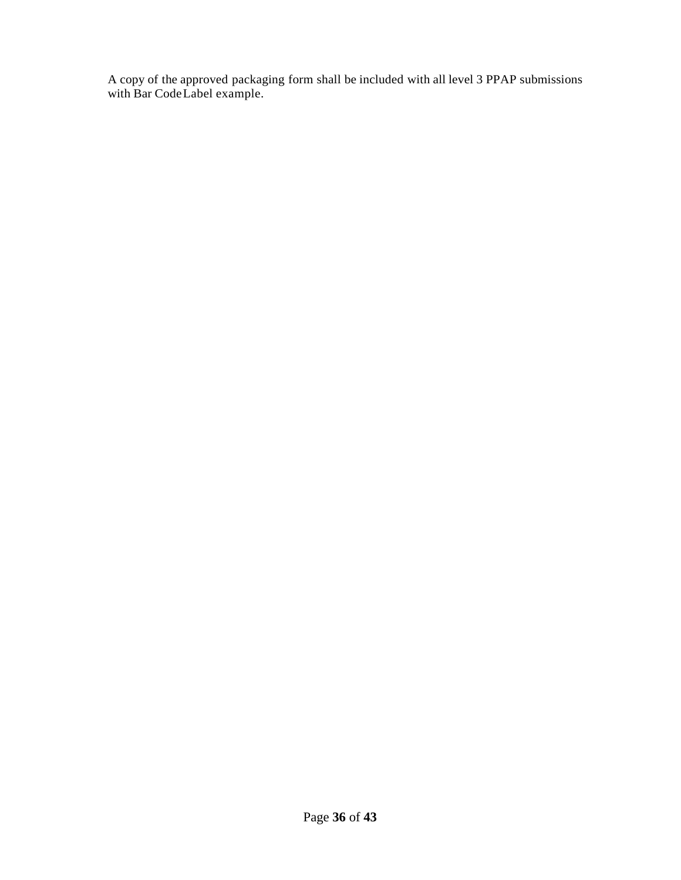A copy of the approved packaging form shall be included with all level 3 PPAP submissions with Bar Code Label example.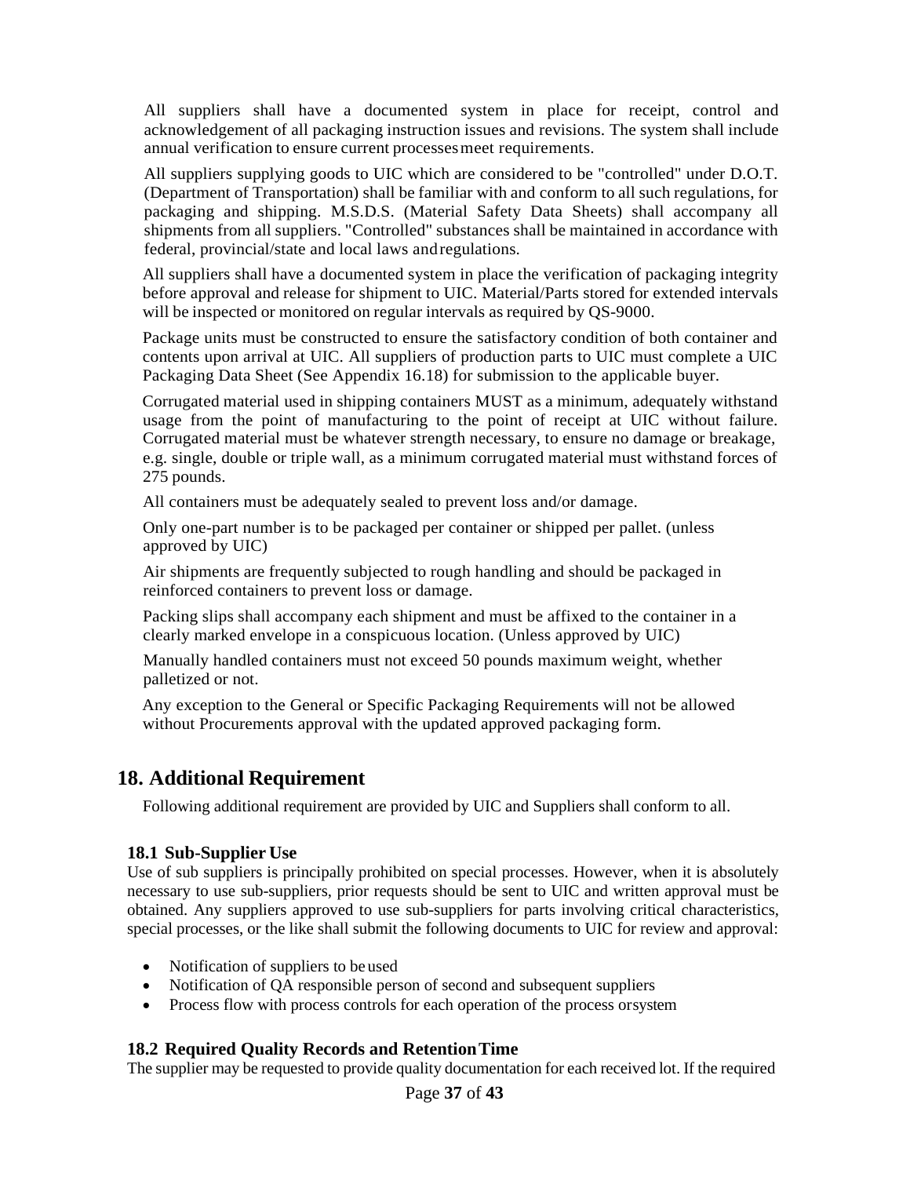All suppliers shall have a documented system in place for receipt, control and acknowledgement of all packaging instruction issues and revisions. The system shall include annual verification to ensure current processes meet requirements.

All suppliers supplying goods to UIC which are considered to be "controlled" under D.O.T. (Department of Transportation) shall be familiar with and conform to all such regulations, for packaging and shipping. M.S.D.S. (Material Safety Data Sheets) shall accompany all shipments from all suppliers. "Controlled" substances shall be maintained in accordance with federal, provincial/state and local laws and regulations.

All suppliers shall have a documented system in place the verification of packaging integrity before approval and release for shipment to UIC. Material/Parts stored for extended intervals will be inspected or monitored on regular intervals as required by QS-9000.

Package units must be constructed to ensure the satisfactory condition of both container and contents upon arrival at UIC. All suppliers of production parts to UIC must complete a UIC Packaging Data Sheet (See Appendix 16.18) for submission to the applicable buyer.

Corrugated material used in shipping containers MUST as a minimum, adequately withstand usage from the point of manufacturing to the point of receipt at UIC without failure. Corrugated material must be whatever strength necessary, to ensure no damage or breakage, e.g. single, double or triple wall, as a minimum corrugated material must withstand forces of 275 pounds.

All containers must be adequately sealed to prevent loss and/or damage.

Only one-part number is to be packaged per container or shipped per pallet. (unless approved by UIC)

Air shipments are frequently subjected to rough handling and should be packaged in reinforced containers to prevent loss or damage.

Packing slips shall accompany each shipment and must be affixed to the container in a clearly marked envelope in a conspicuous location. (Unless approved by UIC)

Manually handled containers must not exceed 50 pounds maximum weight, whether palletized or not.

Any exception to the General or Specific Packaging Requirements will not be allowed without Procurements approval with the updated approved packaging form.

## 18. Additional Requirement

Following additional requirement are provided by UIC and Suppliers shall conform to all.

### 18.1 Sub-Supplier Use

Use of sub suppliers is principally prohibited on special processes. However, when it is absolutely necessary to use sub-suppliers, prior requests should be sent to UIC and written approval must be obtained. Any suppliers approved to use sub-suppliers for parts involving critical characteristics, special processes, or the like shall submit the following documents to UIC for review and approval:

- Notification of suppliers to be used
- Notification of QA responsible person of second and subsequent suppliers
- Process flow with process controls for each operation of the process or system

### 18.2 Required Quality Records and Retention Time

The supplier may be requested to provide quality documentation for each received lot. If the required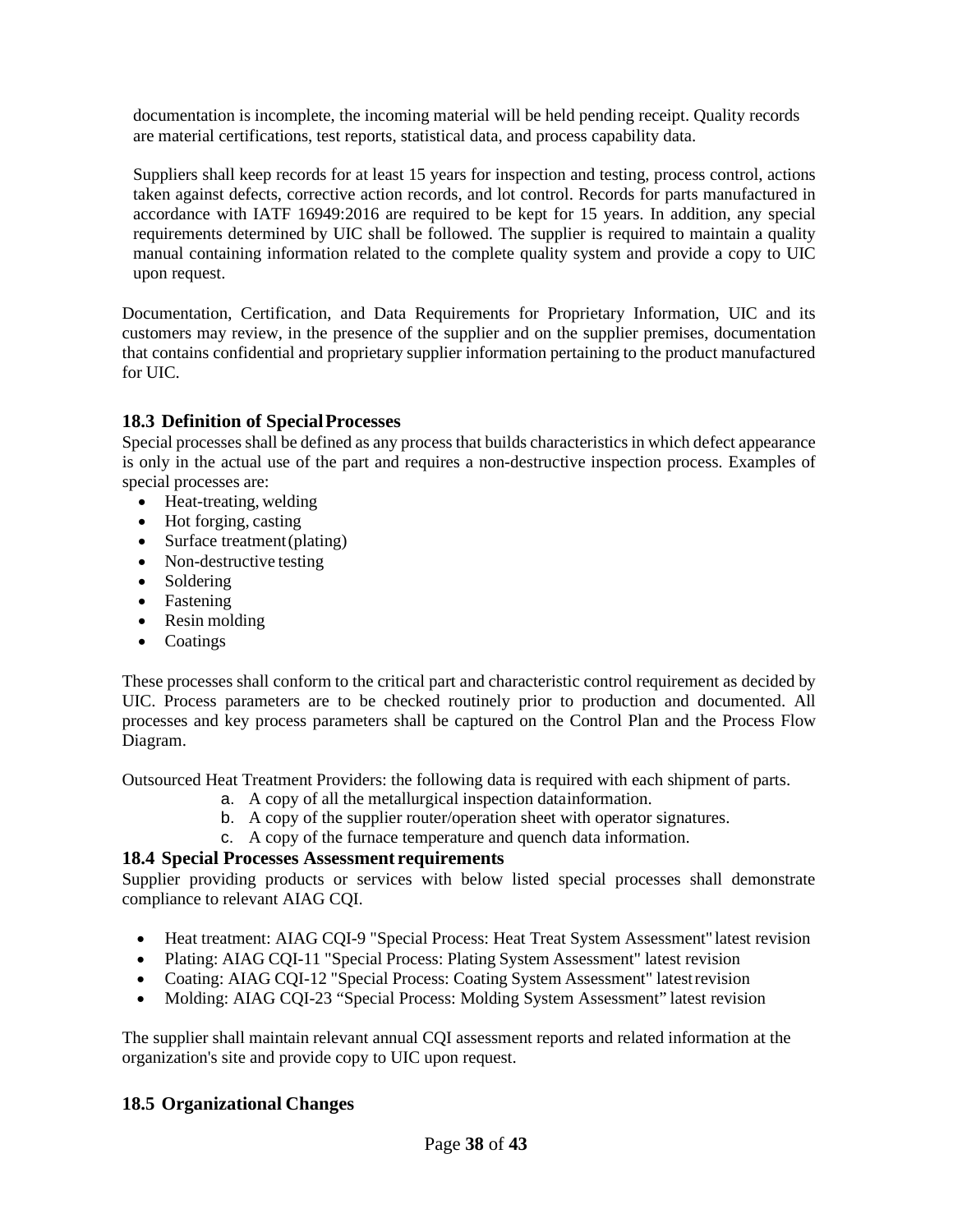documentation is incomplete, the incoming material will be held pending receipt. Quality records are material certifications, test reports, statistical data, and process capability data.

Suppliers shall keep records for at least 15 years for inspection and testing, process control, actions taken against defects, corrective action records, and lot control. Records for parts manufactured in accordance with IATF 16949:2016 are required to be kept for 15 years. In addition, any special requirements determined by UIC shall be followed. The supplier is required to maintain a quality manual containing information related to the complete quality system and provide a copy to UIC upon request.

Documentation, Certification, and Data Requirements for Proprietary Information, UIC and its customers may review, in the presence of the supplier and on the supplier premises, documentation that contains confidential and proprietary supplier information pertaining to the product manufactured for UIC.

## 18.3 Definition of Special Processes

Special processes shall be defined as any process that builds characteristics in which defect appearance is only in the actual use of the part and requires a non-destructive inspection process. Examples of special processes are:

- Heat-treating, welding
- Hot forging, casting
- Surface treatment (plating)
- Non-destructive testing
- Soldering
- Fastening
- Resin molding
- Coatings

These processes shall conform to the critical part and characteristic control requirement as decided by UIC. Process parameters are to be checked routinely prior to production and documented. All processes and key process parameters shall be captured on the Control Plan and the Process Flow Diagram.

Outsourced Heat Treatment Providers: the following data is required with each shipment of parts.

a. A copy of all the metallurgical inspection datainformation.
b. A copy of the supplier router/operation sheet with operator signatures.
c. A copy of the furnace temperature and quench data information.

## 18.4 Special Processes Assessment requirements

Supplier providing products or services with below listed special processes shall demonstrate compliance to relevant AIAG CQI.

- Heat treatment: AIAG CQI-9 "Special Process: Heat Treat System Assessment" latest revision
- Plating: AIAG CQI-11 "Special Process: Plating System Assessment" latest revision
- Coating: AIAG CQI-12 "Special Process: Coating System Assessment" latest revision
- Molding: AIAG CQI-23 "Special Process: Molding System Assessment" latest revision

The supplier shall maintain relevant annual CQI assessment reports and related information at the organization's site and provide copy to UIC upon request.

## 18.5 Organizational Changes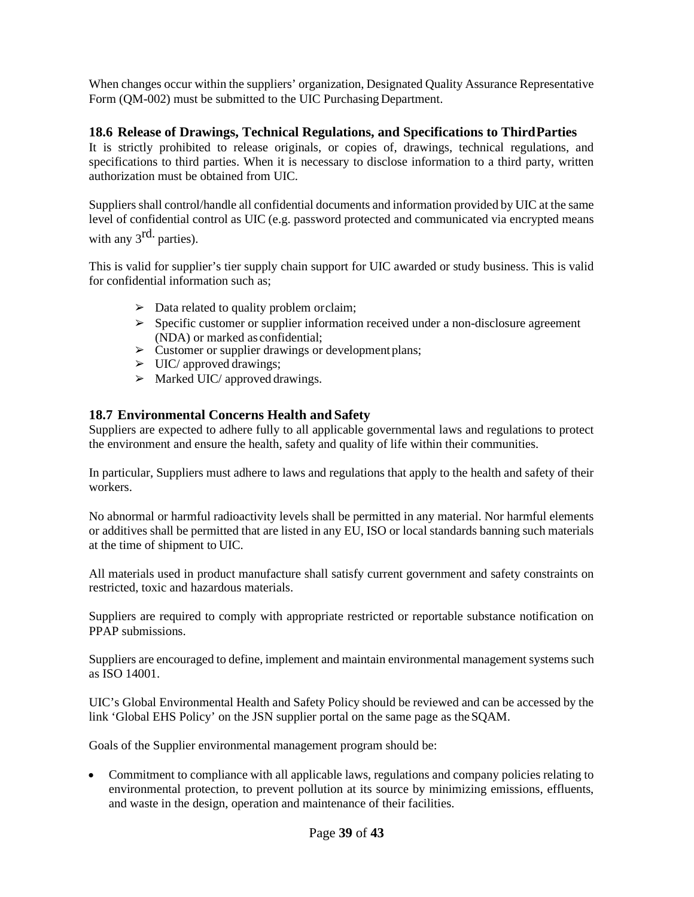When changes occur within the suppliers' organization, Designated Quality Assurance Representative Form (QM-002) must be submitted to the UIC Purchasing Department.

### 18.6 Release of Drawings, Technical Regulations, and Specifications to Third Parties

It is strictly prohibited to release originals, or copies of, drawings, technical regulations, and specifications to third parties. When it is necessary to disclose information to a third party, written authorization must be obtained from UIC.

Suppliers shall control/handle all confidential documents and information provided by UIC at the same level of confidential control as UIC (e.g. password protected and communicated via encrypted means with any 3rd. parties).

This is valid for supplier's tier supply chain support for UIC awarded or study business. This is valid for confidential information such as;

- ➢ Data related to quality problem or claim;
- ➢ Specific customer or supplier information received under a non-disclosure agreement (NDA) or marked as confidential;
- ➢ Customer or supplier drawings or development plans;
- ➢ UIC/ approved drawings;
- ➢ Marked UIC/ approved drawings.

### 18.7 Environmental Concerns Health and Safety

Suppliers are expected to adhere fully to all applicable governmental laws and regulations to protect the environment and ensure the health, safety and quality of life within their communities.

In particular, Suppliers must adhere to laws and regulations that apply to the health and safety of their workers.

No abnormal or harmful radioactivity levels shall be permitted in any material. Nor harmful elements or additives shall be permitted that are listed in any EU, ISO or local standards banning such materials at the time of shipment to UIC.

All materials used in product manufacture shall satisfy current government and safety constraints on restricted, toxic and hazardous materials.

Suppliers are required to comply with appropriate restricted or reportable substance notification on PPAP submissions.

Suppliers are encouraged to define, implement and maintain environmental management systems such as ISO 14001.

UIC's Global Environmental Health and Safety Policy should be reviewed and can be accessed by the link 'Global EHS Policy' on the JSN supplier portal on the same page as the SQAM.

Goals of the Supplier environmental management program should be:

- Commitment to compliance with all applicable laws, regulations and company policies relating to environmental protection, to prevent pollution at its source by minimizing emissions, effluents, and waste in the design, operation and maintenance of their facilities.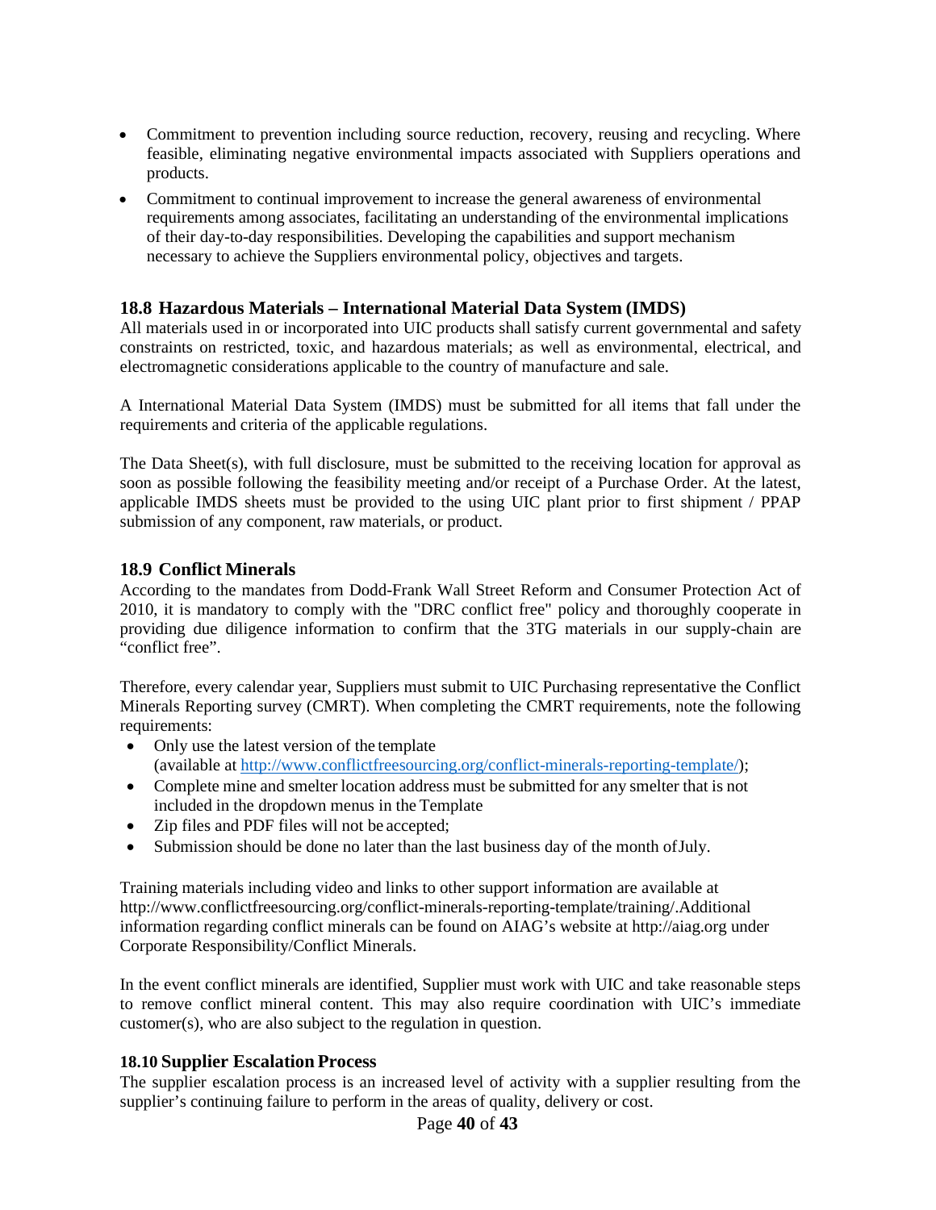- Commitment to prevention including source reduction, recovery, reusing and recycling. Where feasible, eliminating negative environmental impacts associated with Suppliers operations and products.
- Commitment to continual improvement to increase the general awareness of environmental requirements among associates, facilitating an understanding of the environmental implications of their day-to-day responsibilities. Developing the capabilities and support mechanism necessary to achieve the Suppliers environmental policy, objectives and targets.

### 18.8 Hazardous Materials – International Material Data System (IMDS)

All materials used in or incorporated into UIC products shall satisfy current governmental and safety constraints on restricted, toxic, and hazardous materials; as well as environmental, electrical, and electromagnetic considerations applicable to the country of manufacture and sale.

A International Material Data System (IMDS) must be submitted for all items that fall under the requirements and criteria of the applicable regulations.

The Data Sheet(s), with full disclosure, must be submitted to the receiving location for approval as soon as possible following the feasibility meeting and/or receipt of a Purchase Order. At the latest, applicable IMDS sheets must be provided to the using UIC plant prior to first shipment / PPAP submission of any component, raw materials, or product.

### 18.9 Conflict Minerals

According to the mandates from Dodd-Frank Wall Street Reform and Consumer Protection Act of 2010, it is mandatory to comply with the "DRC conflict free" policy and thoroughly cooperate in providing due diligence information to confirm that the 3TG materials in our supply-chain are "conflict free".

Therefore, every calendar year, Suppliers must submit to UIC Purchasing representative the Conflict Minerals Reporting survey (CMRT). When completing the CMRT requirements, note the following requirements:

- Only use the latest version of the template (available at http://www.conflictfreesourcing.org/conflict-minerals-reporting-template/);
- Complete mine and smelter location address must be submitted for any smelter that is not included in the dropdown menus in the Template
- Zip files and PDF files will not be accepted;
- Submission should be done no later than the last business day of the month of July.

Training materials including video and links to other support information are available at http://www.conflictfreesourcing.org/conflict-minerals-reporting-template/training/.Additional information regarding conflict minerals can be found on AIAG's website at http://aiag.org under Corporate Responsibility/Conflict Minerals.

In the event conflict minerals are identified, Supplier must work with UIC and take reasonable steps to remove conflict mineral content. This may also require coordination with UIC's immediate customer(s), who are also subject to the regulation in question.

### 18.10 Supplier Escalation Process

The supplier escalation process is an increased level of activity with a supplier resulting from the supplier's continuing failure to perform in the areas of quality, delivery or cost.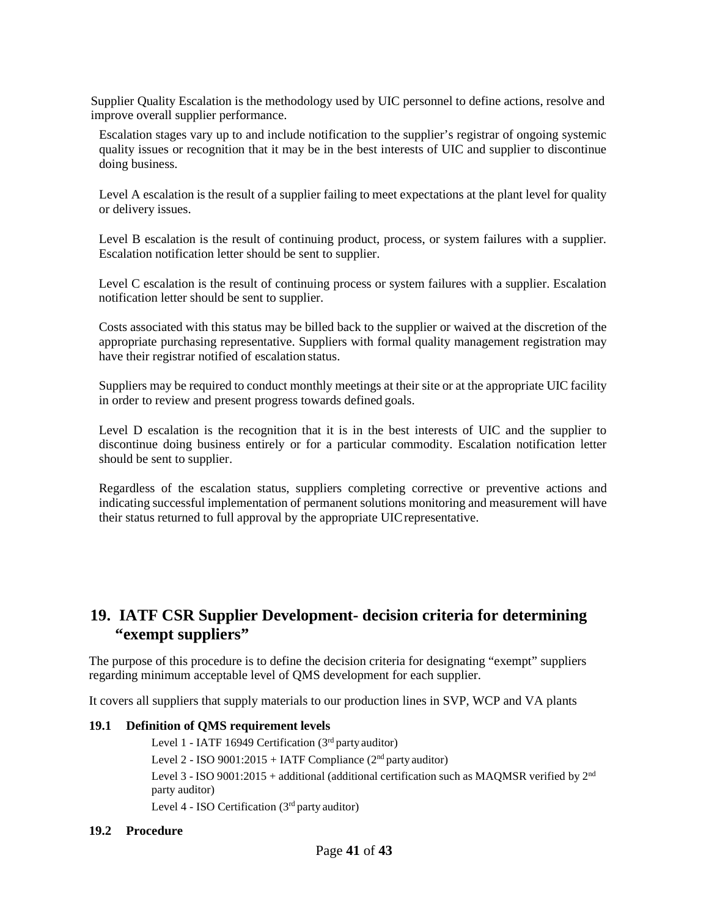Supplier Quality Escalation is the methodology used by UIC personnel to define actions, resolve and improve overall supplier performance.

Escalation stages vary up to and include notification to the supplier's registrar of ongoing systemic quality issues or recognition that it may be in the best interests of UIC and supplier to discontinue doing business.

Level A escalation is the result of a supplier failing to meet expectations at the plant level for quality or delivery issues.

Level B escalation is the result of continuing product, process, or system failures with a supplier. Escalation notification letter should be sent to supplier.

Level C escalation is the result of continuing process or system failures with a supplier. Escalation notification letter should be sent to supplier.

Costs associated with this status may be billed back to the supplier or waived at the discretion of the appropriate purchasing representative. Suppliers with formal quality management registration may have their registrar notified of escalation status.

Suppliers may be required to conduct monthly meetings at their site or at the appropriate UIC facility in order to review and present progress towards defined goals.

Level D escalation is the recognition that it is in the best interests of UIC and the supplier to discontinue doing business entirely or for a particular commodity. Escalation notification letter should be sent to supplier.

Regardless of the escalation status, suppliers completing corrective or preventive actions and indicating successful implementation of permanent solutions monitoring and measurement will have their status returned to full approval by the appropriate UIC representative.

## 19. IATF CSR Supplier Development- decision criteria for determining "exempt suppliers"

The purpose of this procedure is to define the decision criteria for designating "exempt" suppliers regarding minimum acceptable level of QMS development for each supplier.

It covers all suppliers that supply materials to our production lines in SVP, WCP and VA plants

### 19.1 Definition of QMS requirement levels

Level 1 - IATF 16949 Certification (3rd party auditor)

Level 2 - ISO 9001:2015 + IATF Compliance (2nd party auditor)

Level 3 - ISO 9001:2015 + additional (additional certification such as MAQMSR verified by 2nd party auditor)

Level 4 - ISO Certification (3rd party auditor)

### 19.2 Procedure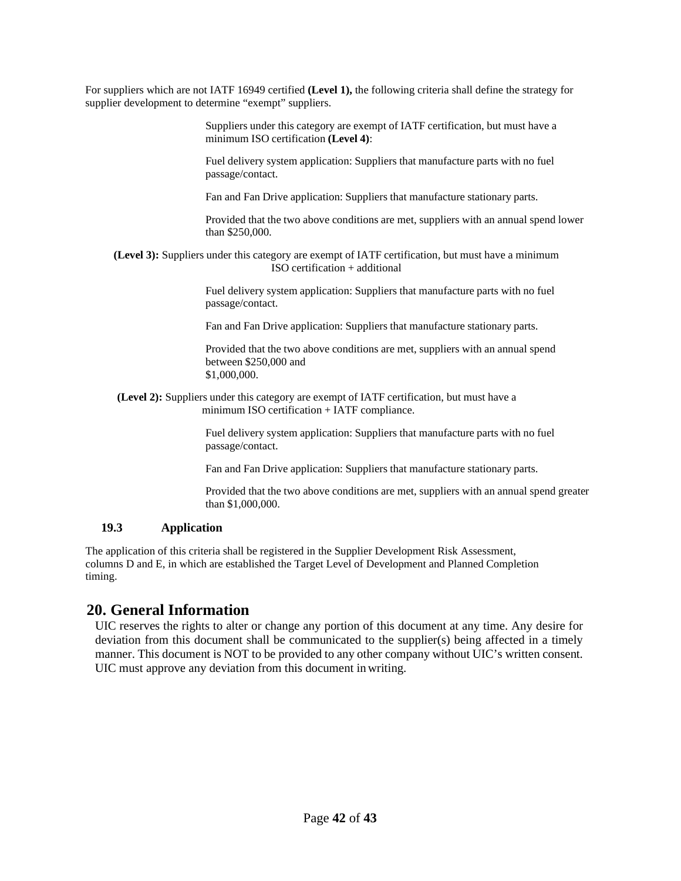For suppliers which are not IATF 16949 certified **(Level 1),** the following criteria shall define the strategy for supplier development to determine "exempt" suppliers.

Suppliers under this category are exempt of IATF certification, but must have a minimum ISO certification **(Level 4)**:

Fuel delivery system application: Suppliers that manufacture parts with no fuel passage/contact.

Fan and Fan Drive application: Suppliers that manufacture stationary parts.

Provided that the two above conditions are met, suppliers with an annual spend lower than $250,000.

**(Level 3):** Suppliers under this category are exempt of IATF certification, but must have a minimum ISO certification + additional

Fuel delivery system application: Suppliers that manufacture parts with no fuel passage/contact.

Fan and Fan Drive application: Suppliers that manufacture stationary parts.

Provided that the two above conditions are met, suppliers with an annual spend between $250,000 and $1,000,000.

**(Level 2):** Suppliers under this category are exempt of IATF certification, but must have a minimum ISO certification + IATF compliance.

Fuel delivery system application: Suppliers that manufacture parts with no fuel passage/contact.

Fan and Fan Drive application: Suppliers that manufacture stationary parts.

Provided that the two above conditions are met, suppliers with an annual spend greater than $1,000,000.

### 19.3 Application

The application of this criteria shall be registered in the Supplier Development Risk Assessment, columns D and E, in which are established the Target Level of Development and Planned Completion timing.

## 20. General Information

UIC reserves the rights to alter or change any portion of this document at any time. Any desire for deviation from this document shall be communicated to the supplier(s) being affected in a timely manner. This document is NOT to be provided to any other company without UIC's written consent. UIC must approve any deviation from this document in writing.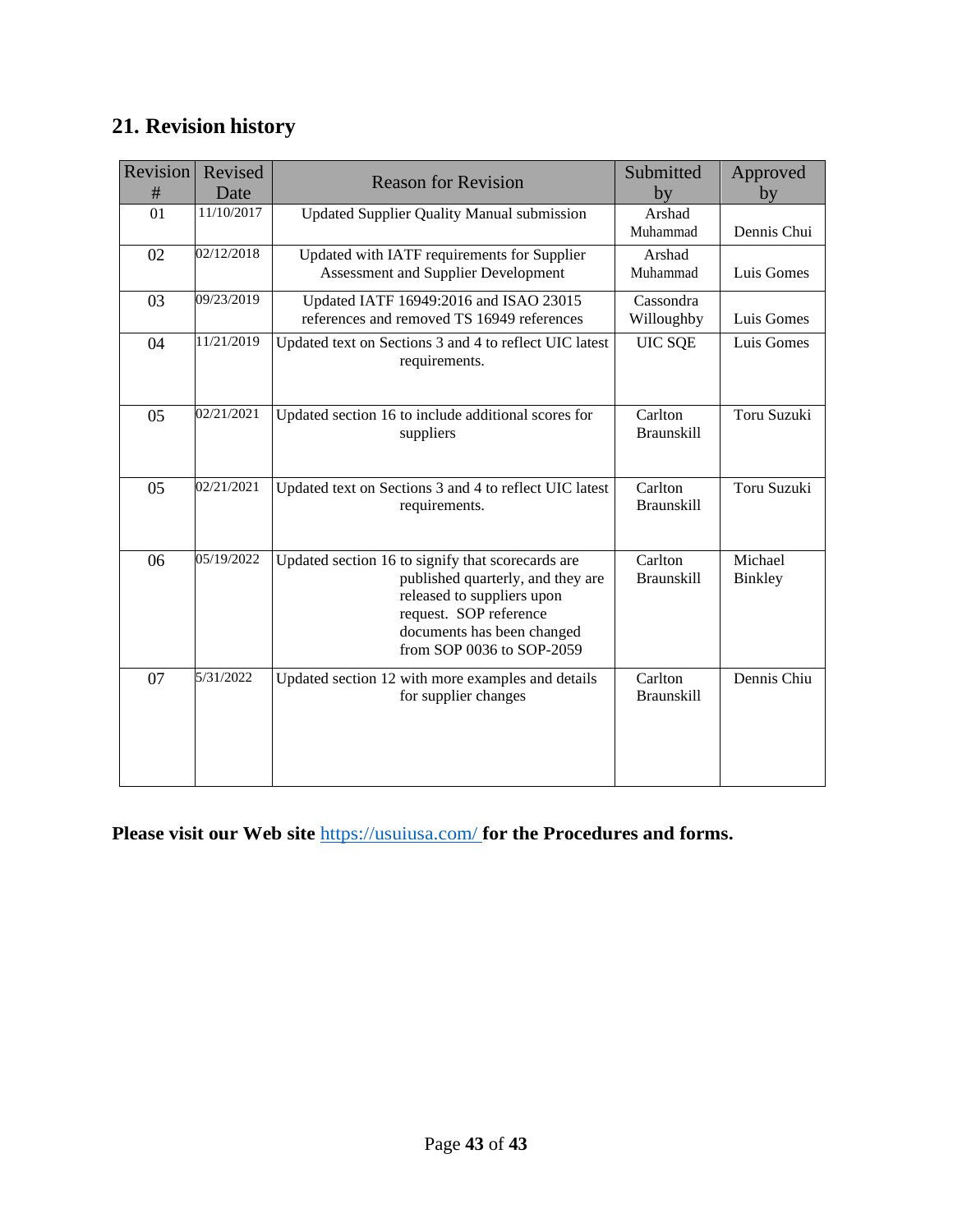## 21. Revision history

| Revision # | Revised Date | Reason for Revision | Submitted by | Approved by |
|---|---|---|---|---|
| 01 | 11/10/2017 | Updated Supplier Quality Manual submission | Arshad Muhammad | Dennis Chui |
| 02 | 02/12/2018 | Updated with IATF requirements for Supplier Assessment and Supplier Development | Arshad Muhammad | Luis Gomes |
| 03 | 09/23/2019 | Updated IATF 16949:2016 and ISAO 23015 references and removed TS 16949 references | Cassondra Willoughby | Luis Gomes |
| 04 | 11/21/2019 | Updated text on Sections 3 and 4 to reflect UIC latest requirements. | UIC SQE | Luis Gomes |
| 05 | 02/21/2021 | Updated section 16 to include additional scores for suppliers | Carlton Braunskill | Toru Suzuki |
| 05 | 02/21/2021 | Updated text on Sections 3 and 4 to reflect UIC latest requirements. | Carlton Braunskill | Toru Suzuki |
| 06 | 05/19/2022 | Updated section 16 to signify that scorecards are published quarterly, and they are released to suppliers upon request. SOP reference documents has been changed from SOP 0036 to SOP-2059 | Carlton Braunskill | Michael Binkley |
| 07 | 5/31/2022 | Updated section 12 with more examples and details for supplier changes | Carlton Braunskill | Dennis Chiu |

**Please visit our Web site** https://usuiusa.com/ **for the Procedures and forms.**